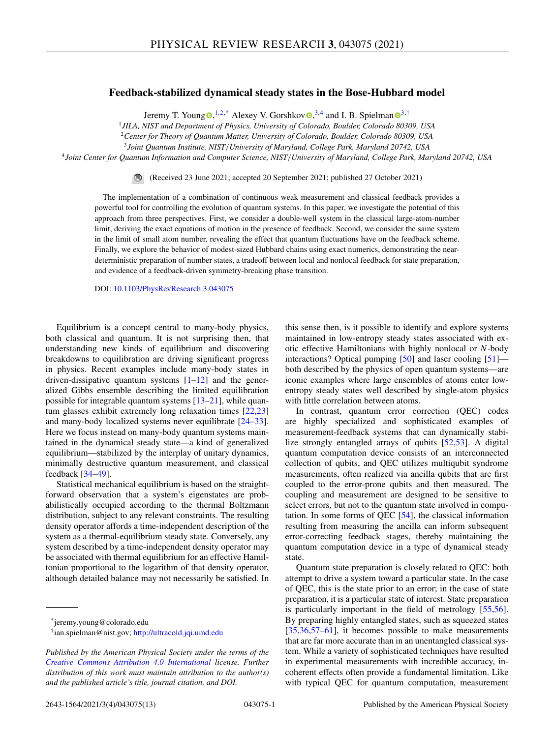# Feedback-stabilized dynamical steady states in the Bose-Hubbard model

Jeremy T. Young[1,2,*] Alexey V. Gorshkov[3,4] and I. B. Spielman[3,†]

[1]*JILA, NIST and Department of Physics, University of Colorado, Boulder, Colorado 80309, USA*

[2]*Center for Theory of Quantum Matter, University of Colorado, Boulder, Colorado 80309, USA*

[3]*Joint Quantum Institute, NIST/University of Maryland, College Park, Maryland 20742, USA*

[4]*Joint Center for Quantum Information and Computer Science, NIST/University of Maryland, College Park, Maryland 20742, USA*

(Received 23 June 2021; accepted 20 September 2021; published 27 October 2021)

The implementation of a combination of continuous weak measurement and classical feedback provides a powerful tool for controlling the evolution of quantum systems. In this paper, we investigate the potential of this approach from three perspectives. First, we consider a double-well system in the classical large-atom-number limit, deriving the exact equations of motion in the presence of feedback. Second, we consider the same system in the limit of small atom number, revealing the effect that quantum fluctuations have on the feedback scheme. Finally, we explore the behavior of modest-sized Hubbard chains using exact numerics, demonstrating the near-deterministic preparation of number states, a tradeoff between local and nonlocal feedback for state preparation, and evidence of a feedback-driven symmetry-breaking phase transition.

DOI: 10.1103/PhysRevResearch.3.043075

Equilibrium is a concept central to many-body physics, both classical and quantum. It is not surprising then, that understanding new kinds of equilibrium and discovering breakdowns to equilibration are driving significant progress in physics. Recent examples include many-body states in driven-dissipative quantum systems [1–12] and the generalized Gibbs ensemble describing the limited equilibration possible for integrable quantum systems [13–21], while quantum glasses exhibit extremely long relaxation times [22,23] and many-body localized systems never equilibrate [24–33]. Here we focus instead on many-body quantum systems maintained in the dynamical steady state—a kind of generalized equilibrium—stabilized by the interplay of unitary dynamics, minimally destructive quantum measurement, and classical feedback [34–49].

Statistical mechanical equilibrium is based on the straightforward observation that a system's eigenstates are probabilistically occupied according to the thermal Boltzmann distribution, subject to any relevant constraints. The resulting density operator affords a time-independent description of the system as a thermal-equilibrium steady state. Conversely, any system described by a time-independent density operator may be associated with thermal equilibrium for an effective Hamiltonian proportional to the logarithm of that density operator, although detailed balance may not necessarily be satisfied. In this sense then, is it possible to identify and explore systems maintained in low-entropy steady states associated with exotic effective Hamiltonians with highly nonlocal or $N$-body interactions? Optical pumping [50] and laser cooling [51]—both described by the physics of open quantum systems—are iconic examples where large ensembles of atoms enter low-entropy steady states well described by single-atom physics with little correlation between atoms.

In contrast, quantum error correction (QEC) codes are highly specialized and sophisticated examples of measurement-feedback systems that can dynamically stabilize strongly entangled arrays of qubits [52,53]. A digital quantum computation device consists of an interconnected collection of qubits, and QEC utilizes multiqubit syndrome measurements, often realized via ancilla qubits that are first coupled to the error-prone qubits and then measured. The coupling and measurement are designed to be sensitive to select errors, but not to the quantum state involved in computation. In some forms of QEC [54], the classical information resulting from measuring the ancilla can inform subsequent error-correcting feedback stages, thereby maintaining the quantum computation device in a type of dynamical steady state.

Quantum state preparation is closely related to QEC: both attempt to drive a system toward a particular state. In the case of QEC, this is the state prior to an error; in the case of state preparation, it is a particular state of interest. State preparation is particularly important in the field of metrology [55,56]. By preparing highly entangled states, such as squeezed states [35,36,57–61], it becomes possible to make measurements that are far more accurate than in an unentangled classical system. While a variety of sophisticated techniques have resulted in experimental measurements with incredible accuracy, incoherent effects often provide a fundamental limitation. Like with typical QEC for quantum computation, measurement

*jeremy.young@colorado.edu

†ian.spielman@nist.gov; http://ultracold.jqi.umd.edu

*Published by the American Physical Society under the terms of the Creative Commons Attribution 4.0 International license. Further distribution of this work must maintain attribution to the author(s) and the published article's title, journal citation, and DOI.*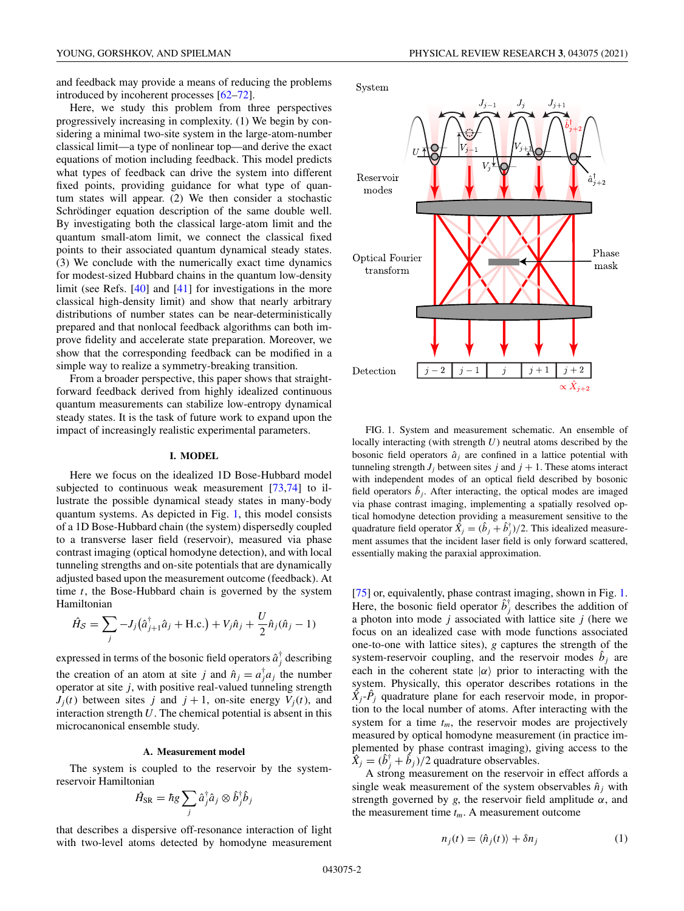and feedback may provide a means of reducing the problems introduced by incoherent processes [62–72].

Here, we study this problem from three perspectives progressively increasing in complexity. (1) We begin by considering a minimal two-site system in the large-atom-number classical limit—a type of nonlinear top—and derive the exact equations of motion including feedback. This model predicts what types of feedback can drive the system into different fixed points, providing guidance for what type of quantum states will appear. (2) We then consider a stochastic Schrödinger equation description of the same double well. By investigating both the classical large-atom limit and the quantum small-atom limit, we connect the classical fixed points to their associated quantum dynamical steady states. (3) We conclude with the numerically exact time dynamics for modest-sized Hubbard chains in the quantum low-density limit (see Refs. [40] and [41] for investigations in the more classical high-density limit) and show that nearly arbitrary distributions of number states can be near-deterministically prepared and that nonlocal feedback algorithms can both improve fidelity and accelerate state preparation. Moreover, we show that the corresponding feedback can be modified in a simple way to realize a symmetry-breaking transition.

From a broader perspective, this paper shows that straightforward feedback derived from highly idealized continuous quantum measurements can stabilize low-entropy dynamical steady states. It is the task of future work to expand upon the impact of increasingly realistic experimental parameters.

## I. MODEL

Here we focus on the idealized 1D Bose-Hubbard model subjected to continuous weak measurement [73,74] to illustrate the possible dynamical steady states in many-body quantum systems. As depicted in Fig. 1, this model consists of a 1D Bose-Hubbard chain (the system) dispersedly coupled to a transverse laser field (reservoir), measured via phase contrast imaging (optical homodyne detection), and with local tunneling strengths and on-site potentials that are dynamically adjusted based upon the measurement outcome (feedback). At time $t$, the Bose-Hubbard chain is governed by the system Hamiltonian

$$\hat{H}_S = \sum_j -J_j\left(\hat{a}^\dagger_{j+1}\hat{a}_j + \text{H.c.}\right) + V_j\hat{n}_j + \frac{U}{2}\hat{n}_j(\hat{n}_j - 1)$$

expressed in terms of the bosonic field operators $\hat{a}^\dagger_j$ describing the creation of an atom at site $j$ and $\hat{n}_j = a^\dagger_j a_j$ the number operator at site $j$, with positive real-valued tunneling strength $J_j(t)$ between sites $j$ and $j+1$, on-site energy $V_j(t)$, and interaction strength $U$. The chemical potential is absent in this microcanonical ensemble study.

### A. Measurement model

The system is coupled to the reservoir by the system-reservoir Hamiltonian

$$\hat{H}_{\text{SR}} = \hbar g \sum_j \hat{a}^\dagger_j\hat{a}_j \otimes \hat{b}^\dagger_j\hat{b}_j$$

that describes a dispersive off-resonance interaction of light with two-level atoms detected by homodyne measurement [75] or, equivalently, phase contrast imaging, shown in Fig. 1. Here, the bosonic field operator $\hat{b}^\dagger_j$ describes the addition of a photon into mode $j$ associated with lattice site $j$ (here we focus on an idealized case with mode functions associated one-to-one with lattice sites), $g$ captures the strength of the system-reservoir coupling, and the reservoir modes $\hat{b}_j$ are each in the coherent state $|\alpha\rangle$ prior to interacting with the system. Physically, this operator describes rotations in the $\hat{X}_j$-$\hat{P}_j$ quadrature plane for each reservoir mode, in proportion to the local number of atoms. After interacting with the system for a time $t_m$, the reservoir modes are projectively measured by optical homodyne measurement (in practice implemented by phase contrast imaging), giving access to the $\hat{X}_j = (\hat{b}^\dagger_j + \hat{b}_j)/2$ quadrature observables.

A strong measurement on the reservoir in effect affords a single weak measurement of the system observables $\hat{n}_j$ with strength governed by $g$, the reservoir field amplitude $\alpha$, and the measurement time $t_m$. A measurement outcome

$$n_j(t) = \langle \hat{n}_j(t)\rangle + \delta n_j \tag{1}$$

FIG. 1. System and measurement schematic. An ensemble of locally interacting (with strength $U$) neutral atoms described by the bosonic field operators $\hat{a}_j$ are confined in a lattice potential with tunneling strength $J_j$ between sites $j$ and $j+1$. These atoms interact with independent modes of an optical field described by bosonic field operators $\hat{b}_j$. After interacting, the optical modes are imaged via phase contrast imaging, implementing a spatially resolved optical homodyne detection providing a measurement sensitive to the quadrature field operator $\hat{X}_j = (\hat{b}_j + \hat{b}^\dagger_j)/2$. This idealized measurement assumes that the incident laser field is only forward scattered, essentially making the paraxial approximation.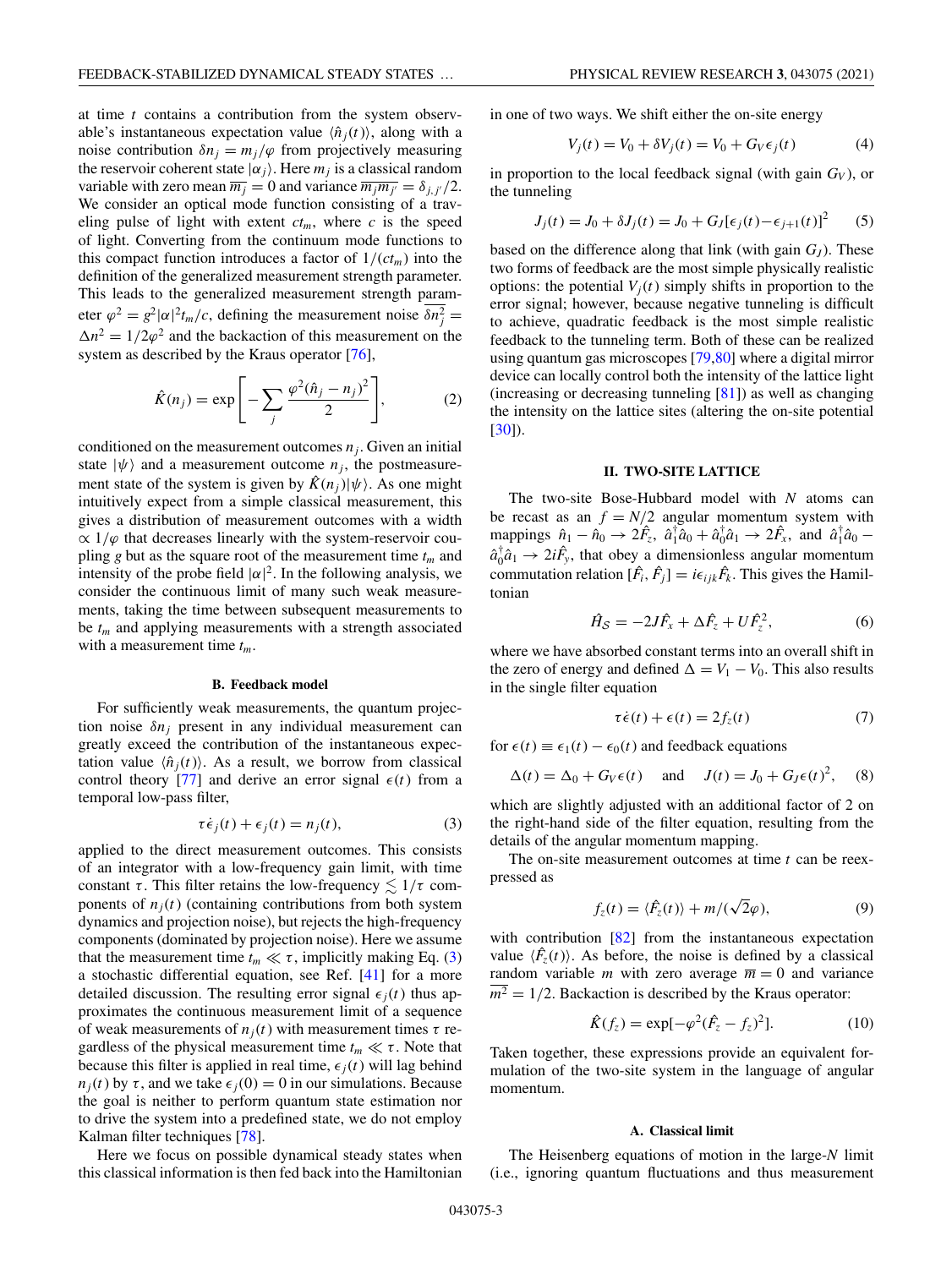at time $t$ contains a contribution from the system observable's instantaneous expectation value $\langle \hat{n}_j(t) \rangle$, along with a noise contribution $\delta n_j = m_j/\varphi$ from projectively measuring the reservoir coherent state $|\alpha_j\rangle$. Here $m_j$ is a classical random variable with zero mean $\overline{m_j} = 0$ and variance $\overline{m_j m_{j'}} = \delta_{j,j'}/2$. We consider an optical mode function consisting of a traveling pulse of light with extent $ct_m$, where $c$ is the speed of light. Converting from the continuum mode functions to this compact function introduces a factor of $1/(ct_m)$ into the definition of the generalized measurement strength parameter. This leads to the generalized measurement strength parameter $\varphi^2 = g^2|\alpha|^2 t_m/c$, defining the measurement noise $\overline{\delta n_j^2} = \Delta n^2 = 1/2\varphi^2$ and the backaction of this measurement on the system as described by the Kraus operator [76],

$$\hat{K}(n_j) = \exp\left[ -\sum_j \frac{\varphi^2(\hat{n}_j - n_j)^2}{2} \right], \tag{2}$$

conditioned on the measurement outcomes $n_j$. Given an initial state $|\psi\rangle$ and a measurement outcome $n_j$, the postmeasurement state of the system is given by $\hat{K}(n_j)|\psi\rangle$. As one might intuitively expect from a simple classical measurement, this gives a distribution of measurement outcomes with a width $\propto 1/\varphi$ that decreases linearly with the system-reservoir coupling $g$ but as the square root of the measurement time $t_m$ and intensity of the probe field $|\alpha|^2$. In the following analysis, we consider the continuous limit of many such weak measurements, taking the time between subsequent measurements to be $t_m$ and applying measurements with a strength associated with a measurement time $t_m$.

### B. Feedback model

For sufficiently weak measurements, the quantum projection noise $\delta n_j$ present in any individual measurement can greatly exceed the contribution of the instantaneous expectation value $\langle \hat{n}_j(t) \rangle$. As a result, we borrow from classical control theory [77] and derive an error signal $\epsilon(t)$ from a temporal low-pass filter,

$$\tau \dot{\epsilon}_j(t) + \epsilon_j(t) = n_j(t), \tag{3}$$

applied to the direct measurement outcomes. This consists of an integrator with a low-frequency gain limit, with time constant $\tau$. This filter retains the low-frequency $\lesssim 1/\tau$ components of $n_j(t)$ (containing contributions from both system dynamics and projection noise), but rejects the high-frequency components (dominated by projection noise). Here we assume that the measurement time $t_m \ll \tau$, implicitly making Eq. (3) a stochastic differential equation, see Ref. [41] for a more detailed discussion. The resulting error signal $\epsilon_j(t)$ thus approximates the continuous measurement limit of a sequence of weak measurements of $n_j(t)$ with measurement times $\tau$ regardless of the physical measurement time $t_m \ll \tau$. Note that because this filter is applied in real time, $\epsilon_j(t)$ will lag behind $n_j(t)$ by $\tau$, and we take $\epsilon_j(0) = 0$ in our simulations. Because the goal is neither to perform quantum state estimation nor to drive the system into a predefined state, we do not employ Kalman filter techniques [78].

Here we focus on possible dynamical steady states when this classical information is then fed back into the Hamiltonian in one of two ways. We shift either the on-site energy

$$V_j(t) = V_0 + \delta V_j(t) = V_0 + G_V \epsilon_j(t) \tag{4}$$

in proportion to the local feedback signal (with gain $G_V$), or the tunneling

$$J_j(t) = J_0 + \delta J_j(t) = J_0 + G_J[\epsilon_j(t) - \epsilon_{j+1}(t)]^2 \tag{5}$$

based on the difference along that link (with gain $G_J$). These two forms of feedback are the most simple physically realistic options: the potential $V_j(t)$ simply shifts in proportion to the error signal; however, because negative tunneling is difficult to achieve, quadratic feedback is the most simple realistic feedback to the tunneling term. Both of these can be realized using quantum gas microscopes [79,80] where a digital mirror device can locally control both the intensity of the lattice light (increasing or decreasing tunneling [81]) as well as changing the intensity on the lattice sites (altering the on-site potential [30]).

## II. TWO-SITE LATTICE

The two-site Bose-Hubbard model with $N$ atoms can be recast as an $f = N/2$ angular momentum system with mappings $\hat{n}_1 - \hat{n}_0 \to 2\hat{F}_z$, $\hat{a}_1^\dagger \hat{a}_0 + \hat{a}_0^\dagger \hat{a}_1 \to 2\hat{F}_x$, and $\hat{a}_1^\dagger \hat{a}_0 - \hat{a}_0^\dagger \hat{a}_1 \to 2i\hat{F}_y$, that obey a dimensionless angular momentum commutation relation $[\hat{F}_i, \hat{F}_j] = i\epsilon_{ijk}\hat{F}_k$. This gives the Hamiltonian

$$\hat{H}_S = -2J\hat{F}_x + \Delta\hat{F}_z + U\hat{F}_z^2, \tag{6}$$

where we have absorbed constant terms into an overall shift in the zero of energy and defined $\Delta = V_1 - V_0$. This also results in the single filter equation

$$\tau \dot{\epsilon}(t) + \epsilon(t) = 2f_z(t) \tag{7}$$

for $\epsilon(t) \equiv \epsilon_1(t) - \epsilon_0(t)$ and feedback equations

$$\Delta(t) = \Delta_0 + G_V \epsilon(t) \quad \text{and} \quad J(t) = J_0 + G_J \epsilon(t)^2, \tag{8}$$

which are slightly adjusted with an additional factor of 2 on the right-hand side of the filter equation, resulting from the details of the angular momentum mapping.

The on-site measurement outcomes at time $t$ can be reexpressed as

$$f_z(t) = \langle \hat{F}_z(t) \rangle + m/(\sqrt{2}\varphi), \tag{9}$$

with contribution [82] from the instantaneous expectation value $\langle \hat{F}_z(t) \rangle$. As before, the noise is defined by a classical random variable $m$ with zero average $\overline{m} = 0$ and variance $\overline{m^2} = 1/2$. Backaction is described by the Kraus operator:

$$\hat{K}(f_z) = \exp[-\varphi^2(\hat{F}_z - f_z)^2]. \tag{10}$$

Taken together, these expressions provide an equivalent formulation of the two-site system in the language of angular momentum.

### A. Classical limit

The Heisenberg equations of motion in the large-$N$ limit (i.e., ignoring quantum fluctuations and thus measurement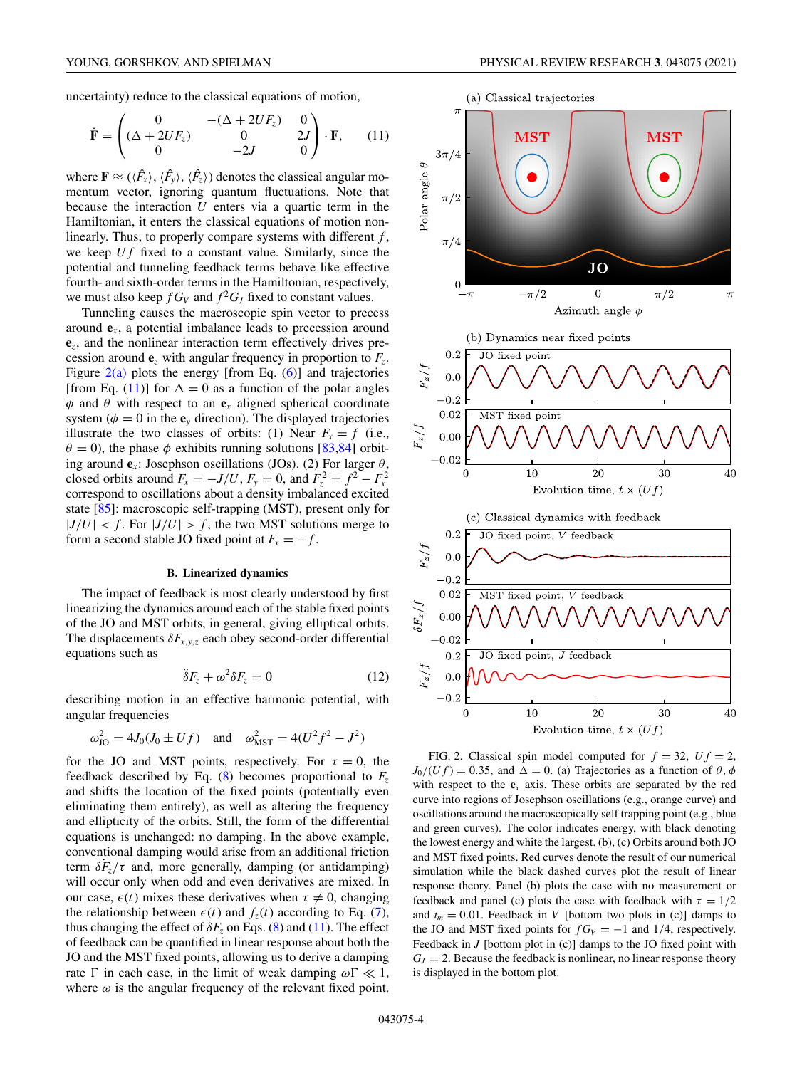uncertainty) reduce to the classical equations of motion,

$$\dot{\mathbf{F}} = \begin{pmatrix} 0 & -(\Delta + 2UF_z) & 0 \\ (\Delta + 2UF_z) & 0 & 2J \\ 0 & -2J & 0 \end{pmatrix} \cdot \mathbf{F}, \tag{11}$$

where $\mathbf{F} \approx (\langle \hat{F}_x \rangle, \langle \hat{F}_y \rangle, \langle \hat{F}_z \rangle)$ denotes the classical angular momentum vector, ignoring quantum fluctuations. Note that because the interaction $U$ enters via a quartic term in the Hamiltonian, it enters the classical equations of motion nonlinearly. Thus, to properly compare systems with different $f$, we keep $Uf$ fixed to a constant value. Similarly, since the potential and tunneling feedback terms behave like effective fourth- and sixth-order terms in the Hamiltonian, respectively, we must also keep $fG_V$ and $f^2G_J$ fixed to constant values.

Tunneling causes the macroscopic spin vector to precess around $\mathbf{e}_x$, a potential imbalance leads to precession around $\mathbf{e}_z$, and the nonlinear interaction term effectively drives precession around $\mathbf{e}_z$ with angular frequency in proportion to $F_z$. Figure 2(a) plots the energy [from Eq. (6)] and trajectories [from Eq. (11)] for $\Delta = 0$ as a function of the polar angles $\phi$ and $\theta$ with respect to an $\mathbf{e}_x$ aligned spherical coordinate system ($\phi = 0$ in the $\mathbf{e}_y$ direction). The displayed trajectories illustrate the two classes of orbits: (1) Near $F_x = f$ (i.e., $\theta = 0$), the phase $\phi$ exhibits running solutions [83,84] orbiting around $\mathbf{e}_x$: Josephson oscillations (JOs). (2) For larger $\theta$, closed orbits around $F_x = -J/U$, $F_y = 0$, and $F_z^2 = f^2 - F_x^2$ correspond to oscillations about a density imbalanced excited state [85]: macroscopic self-trapping (MST), present only for $|J/U| < f$. For $|J/U| > f$, the two MST solutions merge to form a second stable JO fixed point at $F_x = -f$.

### B. Linearized dynamics

The impact of feedback is most clearly understood by first linearizing the dynamics around each of the stable fixed points of the JO and MST orbits, in general, giving elliptical orbits. The displacements $\delta F_{x,y,z}$ each obey second-order differential equations such as

$$\ddot{\delta F_z} + \omega^2 \delta F_z = 0 \tag{12}$$

describing motion in an effective harmonic potential, with angular frequencies

$$\omega_{\text{JO}}^2 = 4J_0(J_0 \pm Uf) \quad \text{and} \quad \omega_{\text{MST}}^2 = 4(U^2 f^2 - J^2)$$

for the JO and MST points, respectively. For $\tau = 0$, the feedback described by Eq. (8) becomes proportional to $F_z$ and shifts the location of the fixed points (potentially even eliminating them entirely), as well as altering the frequency and ellipticity of the orbits. Still, the form of the differential equations is unchanged: no damping. In the above example, conventional damping would arise from an additional friction term $\delta \dot{F}_z/\tau$ and, more generally, damping (or antidamping) will occur only when odd and even derivatives are mixed. In our case, $\epsilon(t)$ mixes these derivatives when $\tau \neq 0$, changing the relationship between $\epsilon(t)$ and $f_z(t)$ according to Eq. (7), thus changing the effect of $\delta F_z$ on Eqs. (8) and (11). The effect of feedback can be quantified in linear response about both the JO and the MST fixed points, allowing us to derive a damping rate $\Gamma$ in each case, in the limit of weak damping $\omega\Gamma \ll 1$, where $\omega$ is the angular frequency of the relevant fixed point.

FIG. 2. Classical spin model computed for $f = 32$, $Uf = 2$, $J_0/(Uf) = 0.35$, and $\Delta = 0$. (a) Trajectories as a function of $\theta$, $\phi$ with respect to the $\mathbf{e}_x$ axis. These orbits are separated by the red curve into regions of Josephson oscillations (e.g., orange curve) and oscillations around the macroscopically self trapping point (e.g., blue and green curves). The color indicates energy, with black denoting the lowest energy and white the largest. (b), (c) Orbits around both JO and MST fixed points. Red curves denote the result of our numerical simulation while the black dashed curves plot the result of linear response theory. Panel (b) plots the case with no measurement or feedback and panel (c) plots the case with feedback with $\tau = 1/2$ and $t_m = 0.01$. Feedback in $V$ [bottom two plots in (c)] damps to the JO and MST fixed points for $fG_V = -1$ and $1/4$, respectively. Feedback in $J$ [bottom plot in (c)] damps to the JO fixed point with $G_J = 2$. Because the feedback is nonlinear, no linear response theory is displayed in the bottom plot.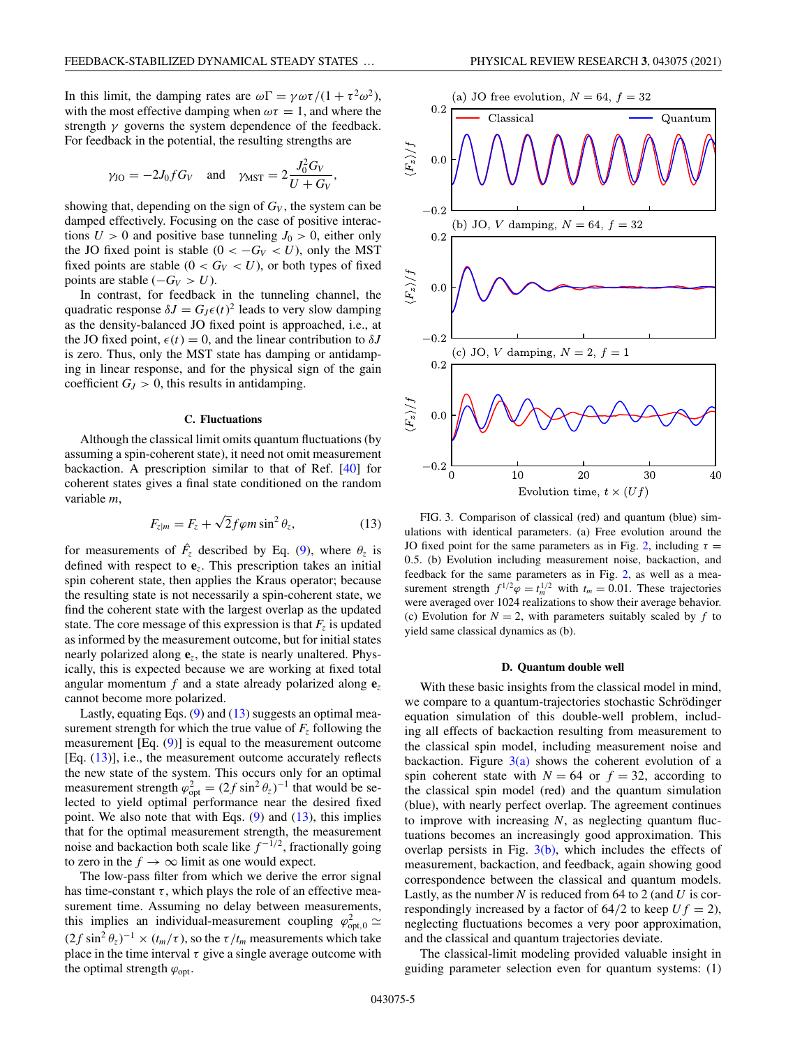In this limit, the damping rates are $\omega\Gamma = \gamma\omega\tau/(1+\tau^2\omega^2)$, with the most effective damping when $\omega\tau = 1$, and where the strength $\gamma$ governs the system dependence of the feedback. For feedback in the potential, the resulting strengths are

$$\gamma_{\rm JO} = -2J_0 f G_V \quad \text{and} \quad \gamma_{\rm MST} = 2\frac{J_0^2 G_V}{U + G_V},$$

showing that, depending on the sign of $G_V$, the system can be damped effectively. Focusing on the case of positive interactions $U > 0$ and positive base tunneling $J_0 > 0$, either only the JO fixed point is stable ($0 < -G_V < U$), only the MST fixed points are stable ($0 < G_V < U$), or both types of fixed points are stable ($-G_V > U$).

In contrast, for feedback in the tunneling channel, the quadratic response $\delta J = G_J \epsilon(t)^2$ leads to very slow damping as the density-balanced JO fixed point is approached, i.e., at the JO fixed point, $\epsilon(t) = 0$, and the linear contribution to $\delta J$ is zero. Thus, only the MST state has damping or antidamping in linear response, and for the physical sign of the gain coefficient $G_J > 0$, this results in antidamping.

### C. Fluctuations

Although the classical limit omits quantum fluctuations (by assuming a spin-coherent state), it need not omit measurement backaction. A prescription similar to that of Ref. [40] for coherent states gives a final state conditioned on the random variable $m$,

$$F_{z|m} = F_z + \sqrt{2} f \varphi m \sin^2\theta_z, \tag{13}$$

for measurements of $\hat{F}_z$ described by Eq. (9), where $\theta_z$ is defined with respect to $\mathbf{e}_z$. This prescription takes an initial spin coherent state, then applies the Kraus operator; because the resulting state is not necessarily a spin-coherent state, we find the coherent state with the largest overlap as the updated state. The core message of this expression is that $F_z$ is updated as informed by the measurement outcome, but for initial states nearly polarized along $\mathbf{e}_z$, the state is nearly unaltered. Physically, this is expected because we are working at fixed total angular momentum $f$ and a state already polarized along $\mathbf{e}_z$ cannot become more polarized.

Lastly, equating Eqs. (9) and (13) suggests an optimal measurement strength for which the true value of $F_z$ following the measurement [Eq. (9)] is equal to the measurement outcome [Eq. (13)], i.e., the measurement outcome accurately reflects the new state of the system. This occurs only for an optimal measurement strength $\varphi_{\rm opt}^2 = (2f\sin^2\theta_z)^{-1}$ that would be selected to yield optimal performance near the desired fixed point. We also note that with Eqs. (9) and (13), this implies that for the optimal measurement strength, the measurement noise and backaction both scale like $f^{-1/2}$, fractionally going to zero in the $f \to \infty$ limit as one would expect.

The low-pass filter from which we derive the error signal has time-constant $\tau$, which plays the role of an effective measurement time. Assuming no delay between measurements, this implies an individual-measurement coupling $\varphi_{\rm opt,0}^2 \simeq (2f\sin^2\theta_z)^{-1} \times (t_m/\tau)$, so the $\tau/t_m$ measurements which take place in the time interval $\tau$ give a single average outcome with the optimal strength $\varphi_{\rm opt}$.

FIG. 3. Comparison of classical (red) and quantum (blue) simulations with identical parameters. (a) Free evolution around the JO fixed point for the same parameters as in Fig. 2, including $\tau = 0.5$. (b) Evolution including measurement noise, backaction, and feedback for the same parameters as in Fig. 2, as well as a measurement strength $f^{1/2}\varphi = t_m^{1/2}$ with $t_m = 0.01$. These trajectories were averaged over 1024 realizations to show their average behavior. (c) Evolution for $N = 2$, with parameters suitably scaled by $f$ to yield same classical dynamics as (b).

### D. Quantum double well

With these basic insights from the classical model in mind, we compare to a quantum-trajectories stochastic Schrödinger equation simulation of this double-well problem, including all effects of backaction resulting from measurement to the classical spin model, including measurement noise and backaction. Figure 3(a) shows the coherent evolution of a spin coherent state with $N = 64$ or $f = 32$, according to the classical spin model (red) and the quantum simulation (blue), with nearly perfect overlap. The agreement continues to improve with increasing $N$, as neglecting quantum fluctuations becomes an increasingly good approximation. This overlap persists in Fig. 3(b), which includes the effects of measurement, backaction, and feedback, again showing good correspondence between the classical and quantum models. Lastly, as the number $N$ is reduced from 64 to 2 (and $U$ is correspondingly increased by a factor of 64/2 to keep $Uf = 2$), neglecting fluctuations becomes a very poor approximation, and the classical and quantum trajectories deviate.

The classical-limit modeling provided valuable insight in guiding parameter selection even for quantum systems: (1)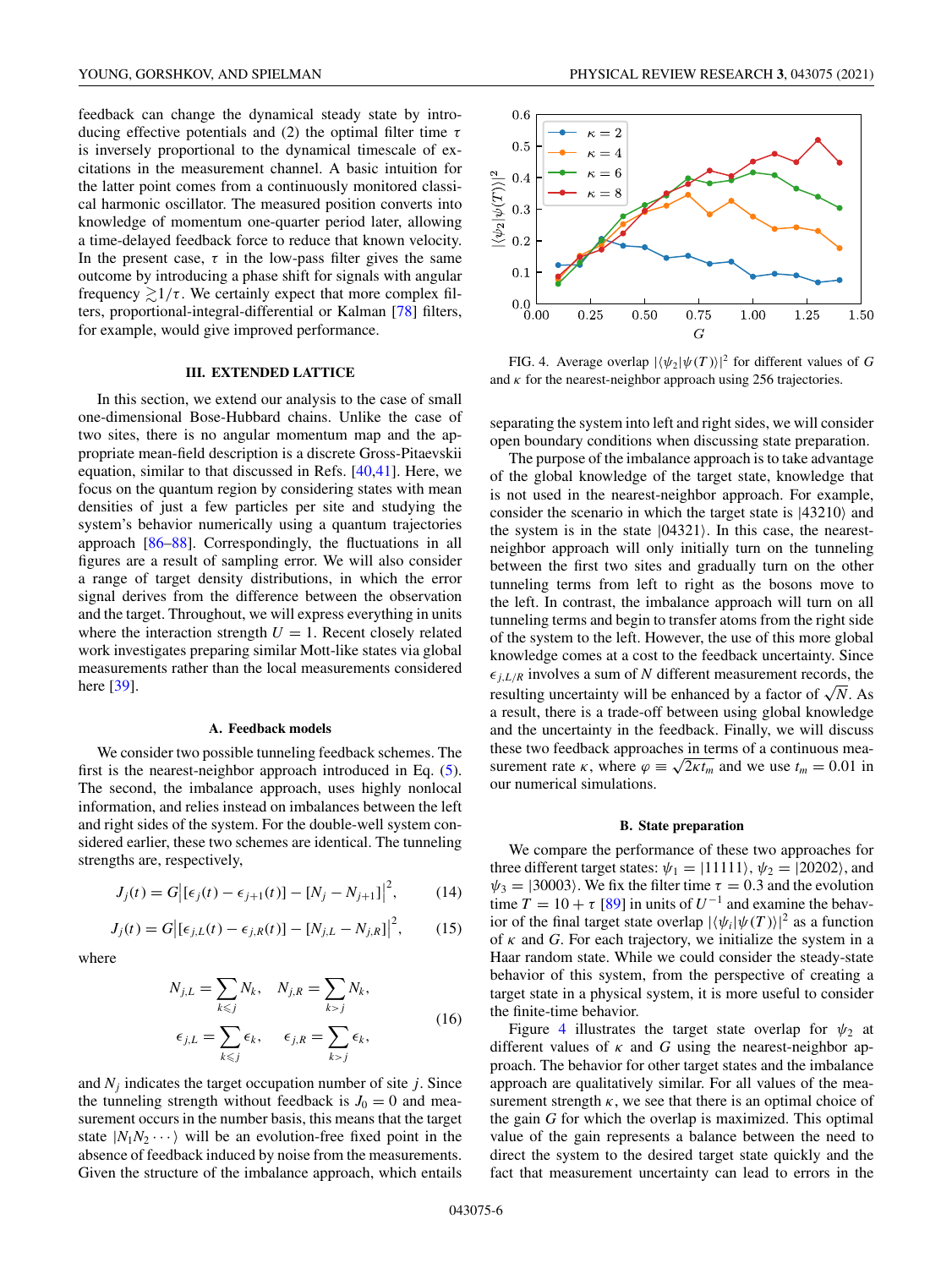feedback can change the dynamical steady state by introducing effective potentials and (2) the optimal filter time $\tau$ is inversely proportional to the dynamical timescale of excitations in the measurement channel. A basic intuition for the latter point comes from a continuously monitored classical harmonic oscillator. The measured position converts into knowledge of momentum one-quarter period later, allowing a time-delayed feedback force to reduce that known velocity. In the present case, $\tau$ in the low-pass filter gives the same outcome by introducing a phase shift for signals with angular frequency $\gtrsim 1/\tau$. We certainly expect that more complex filters, proportional-integral-differential or Kalman [78] filters, for example, would give improved performance.

## III. EXTENDED LATTICE

In this section, we extend our analysis to the case of small one-dimensional Bose-Hubbard chains. Unlike the case of two sites, there is no angular momentum map and the appropriate mean-field description is a discrete Gross-Pitaevskii equation, similar to that discussed in Refs. [40,41]. Here, we focus on the quantum region by considering states with mean densities of just a few particles per site and studying the system's behavior numerically using a quantum trajectories approach [86–88]. Correspondingly, the fluctuations in all figures are a result of sampling error. We will also consider a range of target density distributions, in which the error signal derives from the difference between the observation and the target. Throughout, we will express everything in units where the interaction strength $U = 1$. Recent closely related work investigates preparing similar Mott-like states via global measurements rather than the local measurements considered here [39].

### A. Feedback models

We consider two possible tunneling feedback schemes. The first is the nearest-neighbor approach introduced in Eq. (5). The second, the imbalance approach, uses highly nonlocal information, and relies instead on imbalances between the left and right sides of the system. For the double-well system considered earlier, these two schemes are identical. The tunneling strengths are, respectively,

$$J_j(t) = G\big|[\epsilon_j(t) - \epsilon_{j+1}(t)] - [N_j - N_{j+1}]\big|^2, \tag{14}$$

$$J_j(t) = G\big|[\epsilon_{j,L}(t) - \epsilon_{j,R}(t)] - [N_{j,L} - N_{j,R}]\big|^2, \tag{15}$$

where

$$N_{j,L} = \sum_{k\leqslant j} N_k, \quad N_{j,R} = \sum_{k>j} N_k,$$
$$\epsilon_{j,L} = \sum_{k\leqslant j} \epsilon_k, \quad \epsilon_{j,R} = \sum_{k>j} \epsilon_k, \tag{16}$$

and $N_j$ indicates the target occupation number of site $j$. Since the tunneling strength without feedback is $J_0 = 0$ and measurement occurs in the number basis, this means that the target state $|N_1 N_2 \cdots\rangle$ will be an evolution-free fixed point in the absence of feedback induced by noise from the measurements. Given the structure of the imbalance approach, which entails separating the system into left and right sides, we will consider open boundary conditions when discussing state preparation.

FIG. 4. Average overlap $|\langle\psi_2|\psi(T)\rangle|^2$ for different values of $G$ and $\kappa$ for the nearest-neighbor approach using 256 trajectories.

The purpose of the imbalance approach is to take advantage of the global knowledge of the target state, knowledge that is not used in the nearest-neighbor approach. For example, consider the scenario in which the target state is $|43210\rangle$ and the system is in the state $|04321\rangle$. In this case, the nearest-neighbor approach will only initially turn on the tunneling between the first two sites and gradually turn on the other tunneling terms from left to right as the bosons move to the left. In contrast, the imbalance approach will turn on all tunneling terms and begin to transfer atoms from the right side of the system to the left. However, the use of this more global knowledge comes at a cost to the feedback uncertainty. Since $\epsilon_{j,L/R}$ involves a sum of $N$ different measurement records, the resulting uncertainty will be enhanced by a factor of $\sqrt{N}$. As a result, there is a trade-off between using global knowledge and the uncertainty in the feedback. Finally, we will discuss these two feedback approaches in terms of a continuous measurement rate $\kappa$, where $\varphi \equiv \sqrt{2\kappa t_m}$ and we use $t_m = 0.01$ in our numerical simulations.

### B. State preparation

We compare the performance of these two approaches for three different target states: $\psi_1 = |11111\rangle$, $\psi_2 = |20202\rangle$, and $\psi_3 = |30003\rangle$. We fix the filter time $\tau = 0.3$ and the evolution time $T = 10 + \tau$ [89] in units of $U^{-1}$ and examine the behavior of the final target state overlap $|\langle\psi_i|\psi(T)\rangle|^2$ as a function of $\kappa$ and $G$. For each trajectory, we initialize the system in a Haar random state. While we could consider the steady-state behavior of this system, from the perspective of creating a target state in a physical system, it is more useful to consider the finite-time behavior.

Figure 4 illustrates the target state overlap for $\psi_2$ at different values of $\kappa$ and $G$ using the nearest-neighbor approach. The behavior for other target states and the imbalance approach are qualitatively similar. For all values of the measurement strength $\kappa$, we see that there is an optimal choice of the gain $G$ for which the overlap is maximized. This optimal value of the gain represents a balance between the need to direct the system to the desired target state quickly and the fact that measurement uncertainty can lead to errors in the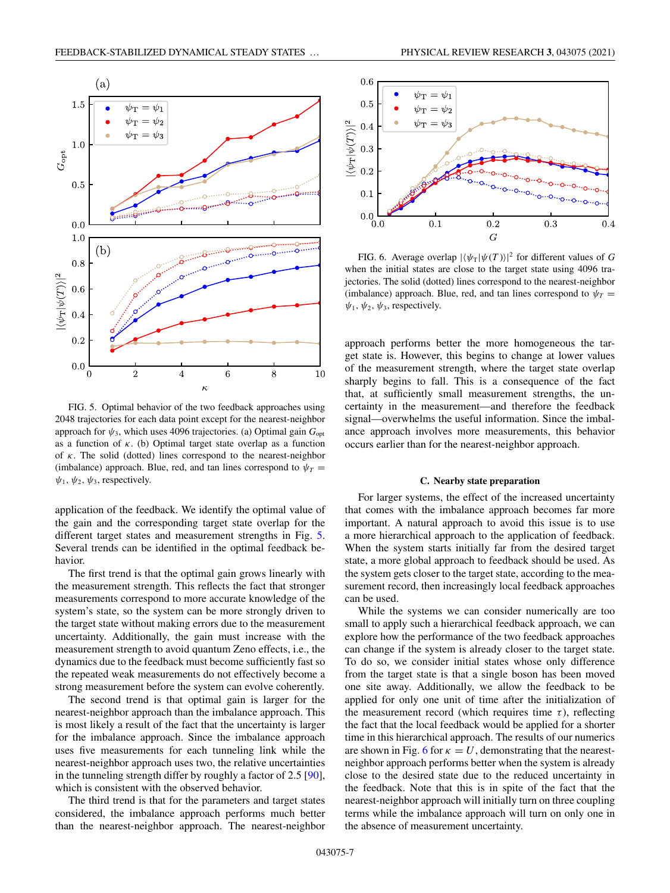FIG. 5. Optimal behavior of the two feedback approaches using 2048 trajectories for each data point except for the nearest-neighbor approach for $\psi_3$, which uses 4096 trajectories. (a) Optimal gain $G_{\text{opt}}$ as a function of $\kappa$. (b) Optimal target state overlap as a function of $\kappa$. The solid (dotted) lines correspond to the nearest-neighbor (imbalance) approach. Blue, red, and tan lines correspond to $\psi_T = \psi_1, \psi_2, \psi_3$, respectively.

application of the feedback. We identify the optimal value of the gain and the corresponding target state overlap for the different target states and measurement strengths in Fig. 5. Several trends can be identified in the optimal feedback behavior.

The first trend is that the optimal gain grows linearly with the measurement strength. This reflects the fact that stronger measurements correspond to more accurate knowledge of the system's state, so the system can be more strongly driven to the target state without making errors due to the measurement uncertainty. Additionally, the gain must increase with the measurement strength to avoid quantum Zeno effects, i.e., the dynamics due to the feedback must become sufficiently fast so the repeated weak measurements do not effectively become a strong measurement before the system can evolve coherently.

The second trend is that optimal gain is larger for the nearest-neighbor approach than the imbalance approach. This is most likely a result of the fact that the uncertainty is larger for the imbalance approach. Since the imbalance approach uses five measurements for each tunneling link while the nearest-neighbor approach uses two, the relative uncertainties in the tunneling strength differ by roughly a factor of 2.5 [90], which is consistent with the observed behavior.

The third trend is that for the parameters and target states considered, the imbalance approach performs much better than the nearest-neighbor approach. The nearest-neighbor approach performs better the more homogeneous the target state is. However, this begins to change at lower values of the measurement strength, where the target state overlap sharply begins to fall. This is a consequence of the fact that, at sufficiently small measurement strengths, the uncertainty in the measurement—and therefore the feedback signal—overwhelms the useful information. Since the imbalance approach involves more measurements, this behavior occurs earlier than for the nearest-neighbor approach.

FIG. 6. Average overlap $|\langle\psi_{\text{T}}|\psi(T)\rangle|^2$ for different values of $G$ when the initial states are close to the target state using 4096 trajectories. The solid (dotted) lines correspond to the nearest-neighbor (imbalance) approach. Blue, red, and tan lines correspond to $\psi_T = \psi_1, \psi_2, \psi_3$, respectively.

### C. Nearby state preparation

For larger systems, the effect of the increased uncertainty that comes with the imbalance approach becomes far more important. A natural approach to avoid this issue is to use a more hierarchical approach to the application of feedback. When the system starts initially far from the desired target state, a more global approach to feedback should be used. As the system gets closer to the target state, according to the measurement record, then increasingly local feedback approaches can be used.

While the systems we can consider numerically are too small to apply such a hierarchical feedback approach, we can explore how the performance of the two feedback approaches can change if the system is already closer to the target state. To do so, we consider initial states whose only difference from the target state is that a single boson has been moved one site away. Additionally, we allow the feedback to be applied for only one unit of time after the initialization of the measurement record (which requires time $\tau$), reflecting the fact that the local feedback would be applied for a shorter time in this hierarchical approach. The results of our numerics are shown in Fig. 6 for $\kappa = U$, demonstrating that the nearest-neighbor approach performs better when the system is already close to the desired state due to the reduced uncertainty in the feedback. Note that this is in spite of the fact that the nearest-neighbor approach will initially turn on three coupling terms while the imbalance approach will turn on only one in the absence of measurement uncertainty.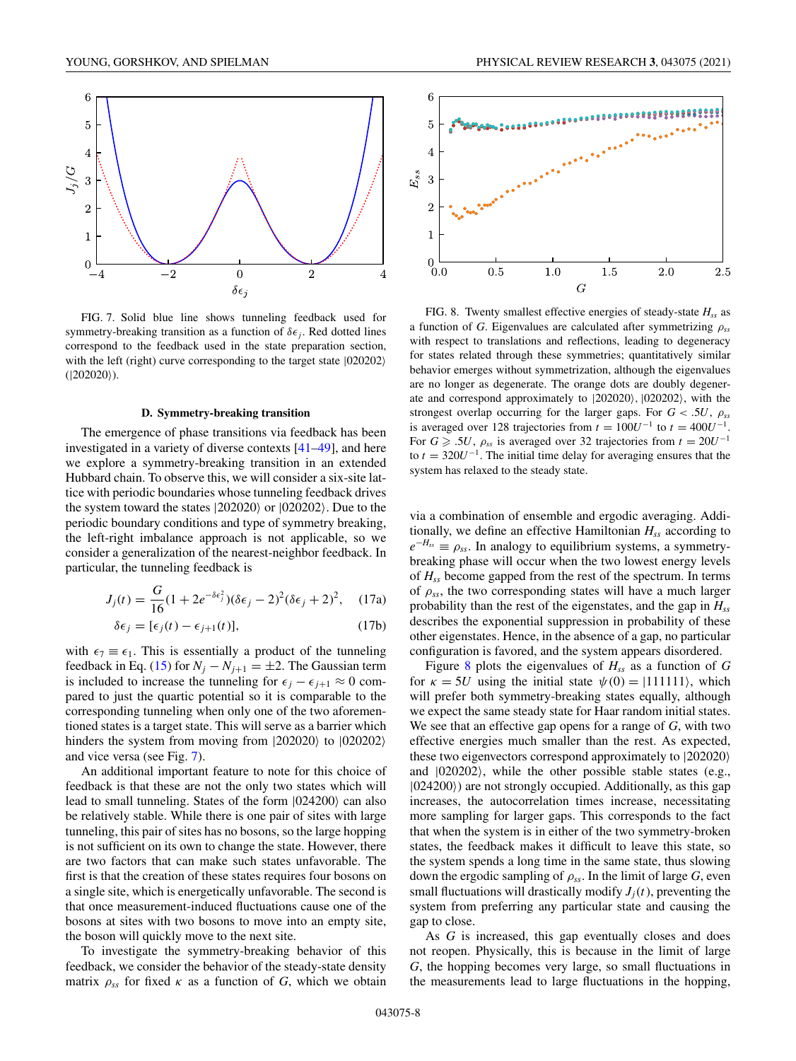FIG. 7. Solid blue line shows tunneling feedback used for symmetry-breaking transition as a function of $\delta\epsilon_j$. Red dotted lines correspond to the feedback used in the state preparation section, with the left (right) curve corresponding to the target state $|020202\rangle$ ($|202020\rangle$).

### D. Symmetry-breaking transition

The emergence of phase transitions via feedback has been investigated in a variety of diverse contexts [41–49], and here we explore a symmetry-breaking transition in an extended Hubbard chain. To observe this, we will consider a six-site lattice with periodic boundaries whose tunneling feedback drives the system toward the states $|202020\rangle$ or $|020202\rangle$. Due to the periodic boundary conditions and type of symmetry breaking, the left-right imbalance approach is not applicable, so we consider a generalization of the nearest-neighbor feedback. In particular, the tunneling feedback is

$$J_j(t) = \frac{G}{16}(1 + 2e^{-\delta\epsilon_j^2})(\delta\epsilon_j - 2)^2(\delta\epsilon_j + 2)^2, \tag{17a}$$

$$\delta\epsilon_j = [\epsilon_j(t) - \epsilon_{j+1}(t)], \tag{17b}$$

with $\epsilon_7 \equiv \epsilon_1$. This is essentially a product of the tunneling feedback in Eq. (15) for $N_j - N_{j+1} = \pm 2$. The Gaussian term is included to increase the tunneling for $\epsilon_j - \epsilon_{j+1} \approx 0$ compared to just the quartic potential so it is comparable to the corresponding tunneling when only one of the two aforementioned states is a target state. This will serve as a barrier which hinders the system from moving from $|202020\rangle$ to $|020202\rangle$ and vice versa (see Fig. 7).

An additional important feature to note for this choice of feedback is that these are not the only two states which will lead to small tunneling. States of the form $|024200\rangle$ can also be relatively stable. While there is one pair of sites with large tunneling, this pair of sites has no bosons, so the large hopping is not sufficient on its own to change the state. However, there are two factors that can make such states unfavorable. The first is that the creation of these states requires four bosons on a single site, which is energetically unfavorable. The second is that once measurement-induced fluctuations cause one of the bosons at sites with two bosons to move into an empty site, the boson will quickly move to the next site.

To investigate the symmetry-breaking behavior of this feedback, we consider the behavior of the steady-state density matrix $\rho_{ss}$ for fixed $\kappa$ as a function of $G$, which we obtain via a combination of ensemble and ergodic averaging. Additionally, we define an effective Hamiltonian $H_{ss}$ according to $e^{-H_{ss}} \equiv \rho_{ss}$. In analogy to equilibrium systems, a symmetry-breaking phase will occur when the two lowest energy levels of $H_{ss}$ become gapped from the rest of the spectrum. In terms of $\rho_{ss}$, the two corresponding states will have a much larger probability than the rest of the eigenstates, and the gap in $H_{ss}$ describes the exponential suppression in probability of these other eigenstates. Hence, in the absence of a gap, no particular configuration is favored, and the system appears disordered.

FIG. 8. Twenty smallest effective energies of steady-state $H_{ss}$ as a function of $G$. Eigenvalues are calculated after symmetrizing $\rho_{ss}$ with respect to translations and reflections, leading to degeneracy for states related through these symmetries; quantitatively similar behavior emerges without symmetrization, although the eigenvalues are no longer as degenerate. The orange dots are doubly degenerate and correspond approximately to $|202020\rangle$, $|020202\rangle$, with the strongest overlap occurring for the larger gaps. For $G < .5U$, $\rho_{ss}$ is averaged over 128 trajectories from $t = 100U^{-1}$ to $t = 400U^{-1}$. For $G \geqslant .5U$, $\rho_{ss}$ is averaged over 32 trajectories from $t = 20U^{-1}$ to $t = 320U^{-1}$. The initial time delay for averaging ensures that the system has relaxed to the steady state.

Figure 8 plots the eigenvalues of $H_{ss}$ as a function of $G$ for $\kappa = 5U$ using the initial state $\psi(0) = |111111\rangle$, which will prefer both symmetry-breaking states equally, although we expect the same steady state for Haar random initial states. We see that an effective gap opens for a range of $G$, with two effective energies much smaller than the rest. As expected, these two eigenvectors correspond approximately to $|202020\rangle$ and $|020202\rangle$, while the other possible stable states (e.g., $|024200\rangle$) are not strongly occupied. Additionally, as this gap increases, the autocorrelation times increase, necessitating more sampling for larger gaps. This corresponds to the fact that when the system is in either of the two symmetry-broken states, the feedback makes it difficult to leave this state, so the system spends a long time in the same state, thus slowing down the ergodic sampling of $\rho_{ss}$. In the limit of large $G$, even small fluctuations will drastically modify $J_j(t)$, preventing the system from preferring any particular state and causing the gap to close.

As $G$ is increased, this gap eventually closes and does not reopen. Physically, this is because in the limit of large $G$, the hopping becomes very large, so small fluctuations in the measurements lead to large fluctuations in the hopping,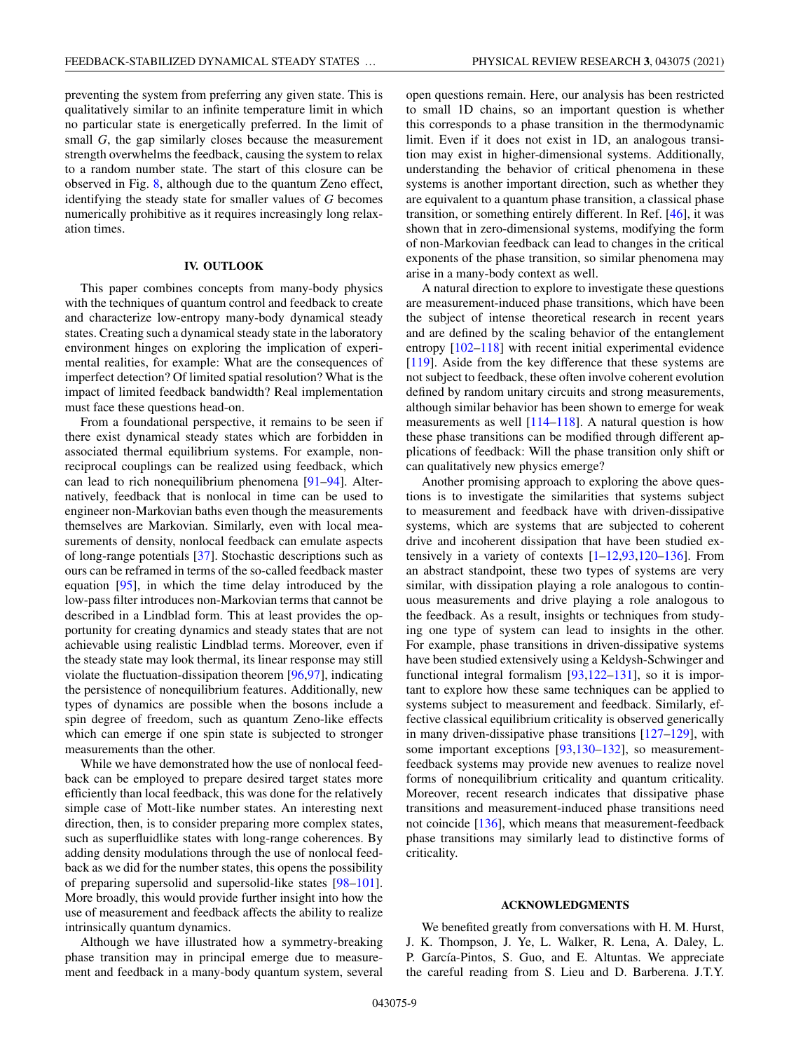preventing the system from preferring any given state. This is qualitatively similar to an infinite temperature limit in which no particular state is energetically preferred. In the limit of small $G$, the gap similarly closes because the measurement strength overwhelms the feedback, causing the system to relax to a random number state. The start of this closure can be observed in Fig. 8, although due to the quantum Zeno effect, identifying the steady state for smaller values of $G$ becomes numerically prohibitive as it requires increasingly long relaxation times.

## IV. OUTLOOK

This paper combines concepts from many-body physics with the techniques of quantum control and feedback to create and characterize low-entropy many-body dynamical steady states. Creating such a dynamical steady state in the laboratory environment hinges on exploring the implication of experimental realities, for example: What are the consequences of imperfect detection? Of limited spatial resolution? What is the impact of limited feedback bandwidth? Real implementation must face these questions head-on.

From a foundational perspective, it remains to be seen if there exist dynamical steady states which are forbidden in associated thermal equilibrium systems. For example, nonreciprocal couplings can be realized using feedback, which can lead to rich nonequilibrium phenomena [91–94]. Alternatively, feedback that is nonlocal in time can be used to engineer non-Markovian baths even though the measurements themselves are Markovian. Similarly, even with local measurements of density, nonlocal feedback can emulate aspects of long-range potentials [37]. Stochastic descriptions such as ours can be reframed in terms of the so-called feedback master equation [95], in which the time delay introduced by the low-pass filter introduces non-Markovian terms that cannot be described in a Lindblad form. This at least provides the opportunity for creating dynamics and steady states that are not achievable using realistic Lindblad terms. Moreover, even if the steady state may look thermal, its linear response may still violate the fluctuation-dissipation theorem [96,97], indicating the persistence of nonequilibrium features. Additionally, new types of dynamics are possible when the bosons include a spin degree of freedom, such as quantum Zeno-like effects which can emerge if one spin state is subjected to stronger measurements than the other.

While we have demonstrated how the use of nonlocal feedback can be employed to prepare desired target states more efficiently than local feedback, this was done for the relatively simple case of Mott-like number states. An interesting next direction, then, is to consider preparing more complex states, such as superfluidlike states with long-range coherences. By adding density modulations through the use of nonlocal feedback as we did for the number states, this opens the possibility of preparing supersolid and supersolid-like states [98–101]. More broadly, this would provide further insight into how the use of measurement and feedback affects the ability to realize intrinsically quantum dynamics.

Although we have illustrated how a symmetry-breaking phase transition may in principal emerge due to measurement and feedback in a many-body quantum system, several open questions remain. Here, our analysis has been restricted to small 1D chains, so an important question is whether this corresponds to a phase transition in the thermodynamic limit. Even if it does not exist in 1D, an analogous transition may exist in higher-dimensional systems. Additionally, understanding the behavior of critical phenomena in these systems is another important direction, such as whether they are equivalent to a quantum phase transition, a classical phase transition, or something entirely different. In Ref. [46], it was shown that in zero-dimensional systems, modifying the form of non-Markovian feedback can lead to changes in the critical exponents of the phase transition, so similar phenomena may arise in a many-body context as well.

A natural direction to explore to investigate these questions are measurement-induced phase transitions, which have been the subject of intense theoretical research in recent years and are defined by the scaling behavior of the entanglement entropy [102–118] with recent initial experimental evidence [119]. Aside from the key difference that these systems are not subject to feedback, these often involve coherent evolution defined by random unitary circuits and strong measurements, although similar behavior has been shown to emerge for weak measurements as well [114–118]. A natural question is how these phase transitions can be modified through different applications of feedback: Will the phase transition only shift or can qualitatively new physics emerge?

Another promising approach to exploring the above questions is to investigate the similarities that systems subject to measurement and feedback have with driven-dissipative systems, which are systems that are subjected to coherent drive and incoherent dissipation that have been studied extensively in a variety of contexts [1–12,93,120–136]. From an abstract standpoint, these two types of systems are very similar, with dissipation playing a role analogous to continuous measurements and drive playing a role analogous to the feedback. As a result, insights or techniques from studying one type of system can lead to insights in the other. For example, phase transitions in driven-dissipative systems have been studied extensively using a Keldysh-Schwinger and functional integral formalism [93,122–131], so it is important to explore how these same techniques can be applied to systems subject to measurement and feedback. Similarly, effective classical equilibrium criticality is observed generically in many driven-dissipative phase transitions [127–129], with some important exceptions [93,130–132], so measurement-feedback systems may provide new avenues to realize novel forms of nonequilibrium criticality and quantum criticality. Moreover, recent research indicates that dissipative phase transitions and measurement-induced phase transitions need not coincide [136], which means that measurement-feedback phase transitions may similarly lead to distinctive forms of criticality.

## ACKNOWLEDGMENTS

We benefited greatly from conversations with H. M. Hurst, J. K. Thompson, J. Ye, L. Walker, R. Lena, A. Daley, L. P. García-Pintos, S. Guo, and E. Altuntas. We appreciate the careful reading from S. Lieu and D. Barberena. J.T.Y.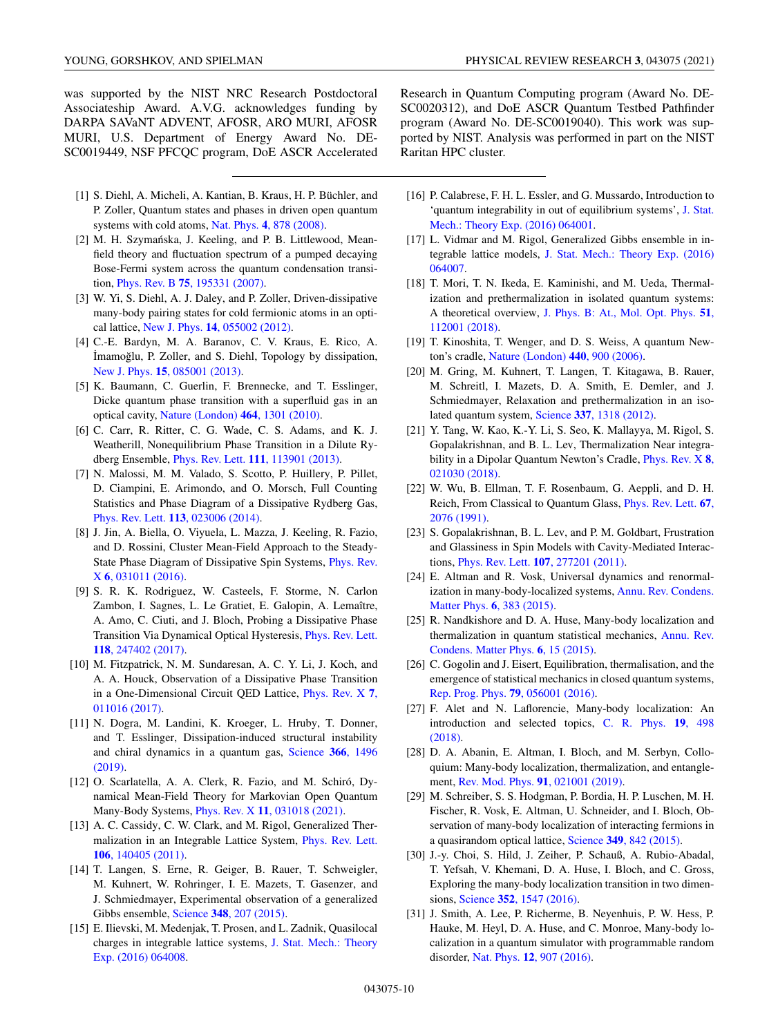was supported by the NIST NRC Research Postdoctoral Associateship Award. A.V.G. acknowledges funding by DARPA SAVaNT ADVENT, AFOSR, ARO MURI, AFOSR MURI, U.S. Department of Energy Award No. DE-SC0019449, NSF PFCQC program, DoE ASCR Accelerated Research in Quantum Computing program (Award No. DE-SC0020312), and DoE ASCR Quantum Testbed Pathfinder program (Award No. DE-SC0019040). This work was supported by NIST. Analysis was performed in part on the NIST Raritan HPC cluster.

---

[1] S. Diehl, A. Micheli, A. Kantian, B. Kraus, H. P. Büchler, and P. Zoller, Quantum states and phases in driven open quantum systems with cold atoms, Nat. Phys. **4**, 878 (2008).

[2] M. H. Szymańska, J. Keeling, and P. B. Littlewood, Mean-field theory and fluctuation spectrum of a pumped decaying Bose-Fermi system across the quantum condensation transition, Phys. Rev. B **75**, 195331 (2007).

[3] W. Yi, S. Diehl, A. J. Daley, and P. Zoller, Driven-dissipative many-body pairing states for cold fermionic atoms in an optical lattice, New J. Phys. **14**, 055002 (2012).

[4] C.-E. Bardyn, M. A. Baranov, C. V. Kraus, E. Rico, A. İmamoğlu, P. Zoller, and S. Diehl, Topology by dissipation, New J. Phys. **15**, 085001 (2013).

[5] K. Baumann, C. Guerlin, F. Brennecke, and T. Esslinger, Dicke quantum phase transition with a superfluid gas in an optical cavity, Nature (London) **464**, 1301 (2010).

[6] C. Carr, R. Ritter, C. G. Wade, C. S. Adams, and K. J. Weatherill, Nonequilibrium Phase Transition in a Dilute Rydberg Ensemble, Phys. Rev. Lett. **111**, 113901 (2013).

[7] N. Malossi, M. M. Valado, S. Scotto, P. Huillery, P. Pillet, D. Ciampini, E. Arimondo, and O. Morsch, Full Counting Statistics and Phase Diagram of a Dissipative Rydberg Gas, Phys. Rev. Lett. **113**, 023006 (2014).

[8] J. Jin, A. Biella, O. Viyuela, L. Mazza, J. Keeling, R. Fazio, and D. Rossini, Cluster Mean-Field Approach to the Steady-State Phase Diagram of Dissipative Spin Systems, Phys. Rev. X **6**, 031011 (2016).

[9] S. R. K. Rodriguez, W. Casteels, F. Storme, N. Carlon Zambon, I. Sagnes, L. Le Gratiet, E. Galopin, A. Lemaître, A. Amo, C. Ciuti, and J. Bloch, Probing a Dissipative Phase Transition Via Dynamical Optical Hysteresis, Phys. Rev. Lett. **118**, 247402 (2017).

[10] M. Fitzpatrick, N. M. Sundaresan, A. C. Y. Li, J. Koch, and A. A. Houck, Observation of a Dissipative Phase Transition in a One-Dimensional Circuit QED Lattice, Phys. Rev. X **7**, 011016 (2017).

[11] N. Dogra, M. Landini, K. Kroeger, L. Hruby, T. Donner, and T. Esslinger, Dissipation-induced structural instability and chiral dynamics in a quantum gas, Science **366**, 1496 (2019).

[12] O. Scarlatella, A. A. Clerk, R. Fazio, and M. Schiró, Dynamical Mean-Field Theory for Markovian Open Quantum Many-Body Systems, Phys. Rev. X **11**, 031018 (2021).

[13] A. C. Cassidy, C. W. Clark, and M. Rigol, Generalized Thermalization in an Integrable Lattice System, Phys. Rev. Lett. **106**, 140405 (2011).

[14] T. Langen, S. Erne, R. Geiger, B. Rauer, T. Schweigler, M. Kuhnert, W. Rohringer, I. E. Mazets, T. Gasenzer, and J. Schmiedmayer, Experimental observation of a generalized Gibbs ensemble, Science **348**, 207 (2015).

[15] E. Ilievski, M. Medenjak, T. Prosen, and L. Zadnik, Quasilocal charges in integrable lattice systems, J. Stat. Mech.: Theory Exp. (2016) 064008.

[16] P. Calabrese, F. H. L. Essler, and G. Mussardo, Introduction to 'quantum integrability in out of equilibrium systems', J. Stat. Mech.: Theory Exp. (2016) 064001.

[17] L. Vidmar and M. Rigol, Generalized Gibbs ensemble in integrable lattice models, J. Stat. Mech.: Theory Exp. (2016) 064007.

[18] T. Mori, T. N. Ikeda, E. Kaminishi, and M. Ueda, Thermalization and prethermalization in isolated quantum systems: A theoretical overview, J. Phys. B: At., Mol. Opt. Phys. **51**, 112001 (2018).

[19] T. Kinoshita, T. Wenger, and D. S. Weiss, A quantum Newton's cradle, Nature (London) **440**, 900 (2006).

[20] M. Gring, M. Kuhnert, T. Langen, T. Kitagawa, B. Rauer, M. Schreitl, I. Mazets, D. A. Smith, E. Demler, and J. Schmiedmayer, Relaxation and prethermalization in an isolated quantum system, Science **337**, 1318 (2012).

[21] Y. Tang, W. Kao, K.-Y. Li, S. Seo, K. Mallayya, M. Rigol, S. Gopalakrishnan, and B. L. Lev, Thermalization Near integrability in a Dipolar Quantum Newton's Cradle, Phys. Rev. X **8**, 021030 (2018).

[22] W. Wu, B. Ellman, T. F. Rosenbaum, G. Aeppli, and D. H. Reich, From Classical to Quantum Glass, Phys. Rev. Lett. **67**, 2076 (1991).

[23] S. Gopalakrishnan, B. L. Lev, and P. M. Goldbart, Frustration and Glassiness in Spin Models with Cavity-Mediated Interactions, Phys. Rev. Lett. **107**, 277201 (2011).

[24] E. Altman and R. Vosk, Universal dynamics and renormalization in many-body-localized systems, Annu. Rev. Condens. Matter Phys. **6**, 383 (2015).

[25] R. Nandkishore and D. A. Huse, Many-body localization and thermalization in quantum statistical mechanics, Annu. Rev. Condens. Matter Phys. **6**, 15 (2015).

[26] C. Gogolin and J. Eisert, Equilibration, thermalisation, and the emergence of statistical mechanics in closed quantum systems, Rep. Prog. Phys. **79**, 056001 (2016).

[27] F. Alet and N. Laflorencie, Many-body localization: An introduction and selected topics, C. R. Phys. **19**, 498 (2018).

[28] D. A. Abanin, E. Altman, I. Bloch, and M. Serbyn, Colloquium: Many-body localization, thermalization, and entanglement, Rev. Mod. Phys. **91**, 021001 (2019).

[29] M. Schreiber, S. S. Hodgman, P. Bordia, H. P. Luschen, M. H. Fischer, R. Vosk, E. Altman, U. Schneider, and I. Bloch, Observation of many-body localization of interacting fermions in a quasirandom optical lattice, Science **349**, 842 (2015).

[30] J.-y. Choi, S. Hild, J. Zeiher, P. Schauß, A. Rubio-Abadal, T. Yefsah, V. Khemani, D. A. Huse, I. Bloch, and C. Gross, Exploring the many-body localization transition in two dimensions, Science **352**, 1547 (2016).

[31] J. Smith, A. Lee, P. Richerme, B. Neyenhuis, P. W. Hess, P. Hauke, M. Heyl, D. A. Huse, and C. Monroe, Many-body localization in a quantum simulator with programmable random disorder, Nat. Phys. **12**, 907 (2016).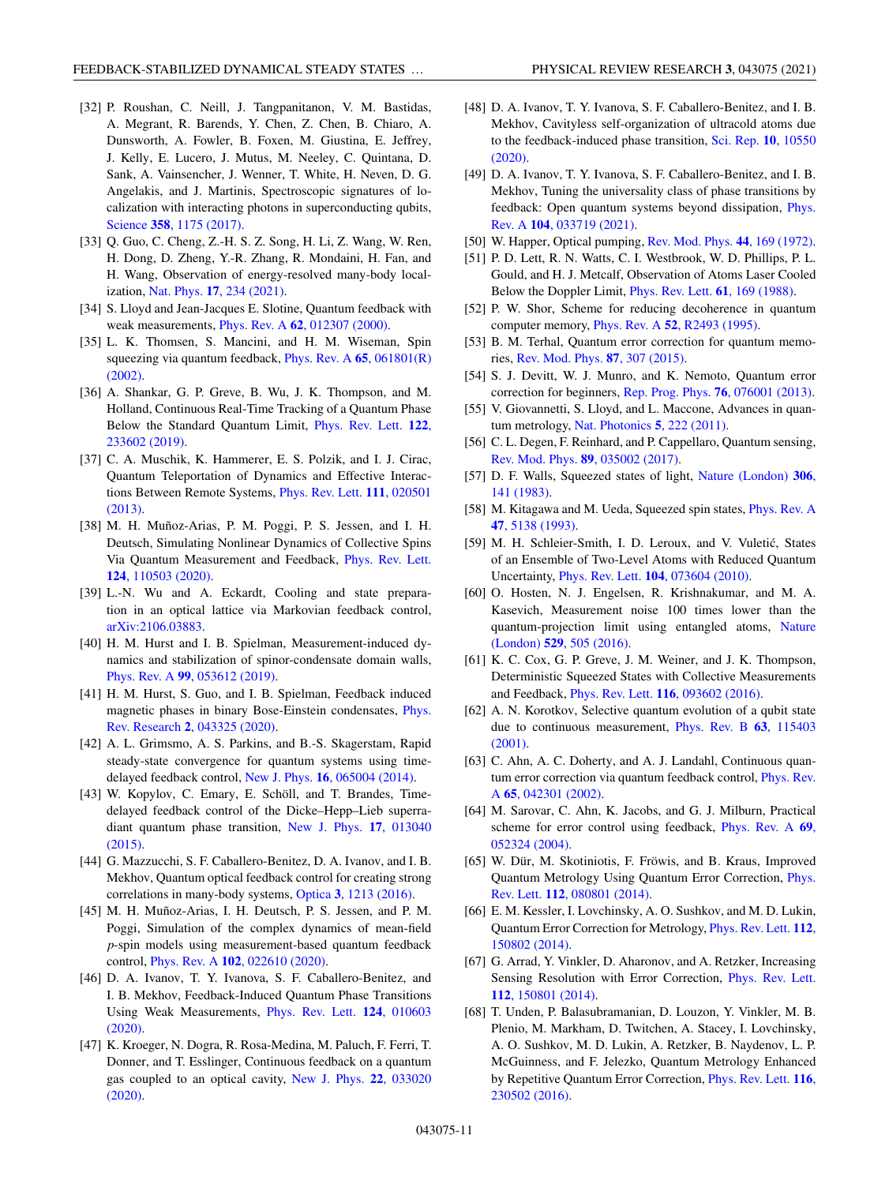[32] P. Roushan, C. Neill, J. Tangpanitanon, V. M. Bastidas, A. Megrant, R. Barends, Y. Chen, Z. Chen, B. Chiaro, A. Dunsworth, A. Fowler, B. Foxen, M. Giustina, E. Jeffrey, J. Kelly, E. Lucero, J. Mutus, M. Neeley, C. Quintana, D. Sank, A. Vainsencher, J. Wenner, T. White, H. Neven, D. G. Angelakis, and J. Martinis, Spectroscopic signatures of localization with interacting photons in superconducting qubits, Science **358**, 1175 (2017).

[33] Q. Guo, C. Cheng, Z.-H. S. Z. Song, H. Li, Z. Wang, W. Ren, H. Dong, D. Zheng, Y.-R. Zhang, R. Mondaini, H. Fan, and H. Wang, Observation of energy-resolved many-body localization, Nat. Phys. **17**, 234 (2021).

[34] S. Lloyd and Jean-Jacques E. Slotine, Quantum feedback with weak measurements, Phys. Rev. A **62**, 012307 (2000).

[35] L. K. Thomsen, S. Mancini, and H. M. Wiseman, Spin squeezing via quantum feedback, Phys. Rev. A **65**, 061801(R) (2002).

[36] A. Shankar, G. P. Greve, B. Wu, J. K. Thompson, and M. Holland, Continuous Real-Time Tracking of a Quantum Phase Below the Standard Quantum Limit, Phys. Rev. Lett. **122**, 233602 (2019).

[37] C. A. Muschik, K. Hammerer, E. S. Polzik, and I. J. Cirac, Quantum Teleportation of Dynamics and Effective Interactions Between Remote Systems, Phys. Rev. Lett. **111**, 020501 (2013).

[38] M. H. Muñoz-Arias, P. M. Poggi, P. S. Jessen, and I. H. Deutsch, Simulating Nonlinear Dynamics of Collective Spins Via Quantum Measurement and Feedback, Phys. Rev. Lett. **124**, 110503 (2020).

[39] L.-N. Wu and A. Eckardt, Cooling and state preparation in an optical lattice via Markovian feedback control, arXiv:2106.03883.

[40] H. M. Hurst and I. B. Spielman, Measurement-induced dynamics and stabilization of spinor-condensate domain walls, Phys. Rev. A **99**, 053612 (2019).

[41] H. M. Hurst, S. Guo, and I. B. Spielman, Feedback induced magnetic phases in binary Bose-Einstein condensates, Phys. Rev. Research **2**, 043325 (2020).

[42] A. L. Grimsmo, A. S. Parkins, and B.-S. Skagerstam, Rapid steady-state convergence for quantum systems using time-delayed feedback control, New J. Phys. **16**, 065004 (2014).

[43] W. Kopylov, C. Emary, E. Schöll, and T. Brandes, Time-delayed feedback control of the Dicke–Hepp–Lieb superradiant quantum phase transition, New J. Phys. **17**, 013040 (2015).

[44] G. Mazzucchi, S. F. Caballero-Benitez, D. A. Ivanov, and I. B. Mekhov, Quantum optical feedback control for creating strong correlations in many-body systems, Optica **3**, 1213 (2016).

[45] M. H. Muñoz-Arias, I. H. Deutsch, P. S. Jessen, and P. M. Poggi, Simulation of the complex dynamics of mean-field *p*-spin models using measurement-based quantum feedback control, Phys. Rev. A **102**, 022610 (2020).

[46] D. A. Ivanov, T. Y. Ivanova, S. F. Caballero-Benitez, and I. B. Mekhov, Feedback-Induced Quantum Phase Transitions Using Weak Measurements, Phys. Rev. Lett. **124**, 010603 (2020).

[47] K. Kroeger, N. Dogra, R. Rosa-Medina, M. Paluch, F. Ferri, T. Donner, and T. Esslinger, Continuous feedback on a quantum gas coupled to an optical cavity, New J. Phys. **22**, 033020 (2020).

[48] D. A. Ivanov, T. Y. Ivanova, S. F. Caballero-Benitez, and I. B. Mekhov, Cavityless self-organization of ultracold atoms due to the feedback-induced phase transition, Sci. Rep. **10**, 10550 (2020).

[49] D. A. Ivanov, T. Y. Ivanova, S. F. Caballero-Benitez, and I. B. Mekhov, Tuning the universality class of phase transitions by feedback: Open quantum systems beyond dissipation, Phys. Rev. A **104**, 033719 (2021).

[50] W. Happer, Optical pumping, Rev. Mod. Phys. **44**, 169 (1972).

[51] P. D. Lett, R. N. Watts, C. I. Westbrook, W. D. Phillips, P. L. Gould, and H. J. Metcalf, Observation of Atoms Laser Cooled Below the Doppler Limit, Phys. Rev. Lett. **61**, 169 (1988).

[52] P. W. Shor, Scheme for reducing decoherence in quantum computer memory, Phys. Rev. A **52**, R2493 (1995).

[53] B. M. Terhal, Quantum error correction for quantum memories, Rev. Mod. Phys. **87**, 307 (2015).

[54] S. J. Devitt, W. J. Munro, and K. Nemoto, Quantum error correction for beginners, Rep. Prog. Phys. **76**, 076001 (2013).

[55] V. Giovannetti, S. Lloyd, and L. Maccone, Advances in quantum metrology, Nat. Photonics **5**, 222 (2011).

[56] C. L. Degen, F. Reinhard, and P. Cappellaro, Quantum sensing, Rev. Mod. Phys. **89**, 035002 (2017).

[57] D. F. Walls, Squeezed states of light, Nature (London) **306**, 141 (1983).

[58] M. Kitagawa and M. Ueda, Squeezed spin states, Phys. Rev. A **47**, 5138 (1993).

[59] M. H. Schleier-Smith, I. D. Leroux, and V. Vuletić, States of an Ensemble of Two-Level Atoms with Reduced Quantum Uncertainty, Phys. Rev. Lett. **104**, 073604 (2010).

[60] O. Hosten, N. J. Engelsen, R. Krishnakumar, and M. A. Kasevich, Measurement noise 100 times lower than the quantum-projection limit using entangled atoms, Nature (London) **529**, 505 (2016).

[61] K. C. Cox, G. P. Greve, J. M. Weiner, and J. K. Thompson, Deterministic Squeezed States with Collective Measurements and Feedback, Phys. Rev. Lett. **116**, 093602 (2016).

[62] A. N. Korotkov, Selective quantum evolution of a qubit state due to continuous measurement, Phys. Rev. B **63**, 115403 (2001).

[63] C. Ahn, A. C. Doherty, and A. J. Landahl, Continuous quantum error correction via quantum feedback control, Phys. Rev. A **65**, 042301 (2002).

[64] M. Sarovar, C. Ahn, K. Jacobs, and G. J. Milburn, Practical scheme for error control using feedback, Phys. Rev. A **69**, 052324 (2004).

[65] W. Dür, M. Skotiniotis, F. Fröwis, and B. Kraus, Improved Quantum Metrology Using Quantum Error Correction, Phys. Rev. Lett. **112**, 080801 (2014).

[66] E. M. Kessler, I. Lovchinsky, A. O. Sushkov, and M. D. Lukin, Quantum Error Correction for Metrology, Phys. Rev. Lett. **112**, 150802 (2014).

[67] G. Arrad, Y. Vinkler, D. Aharonov, and A. Retzker, Increasing Sensing Resolution with Error Correction, Phys. Rev. Lett. **112**, 150801 (2014).

[68] T. Unden, P. Balasubramanian, D. Louzon, Y. Vinkler, M. B. Plenio, M. Markham, D. Twitchen, A. Stacey, I. Lovchinsky, A. O. Sushkov, M. D. Lukin, A. Retzker, B. Naydenov, L. P. McGuinness, and F. Jelezko, Quantum Metrology Enhanced by Repetitive Quantum Error Correction, Phys. Rev. Lett. **116**, 230502 (2016).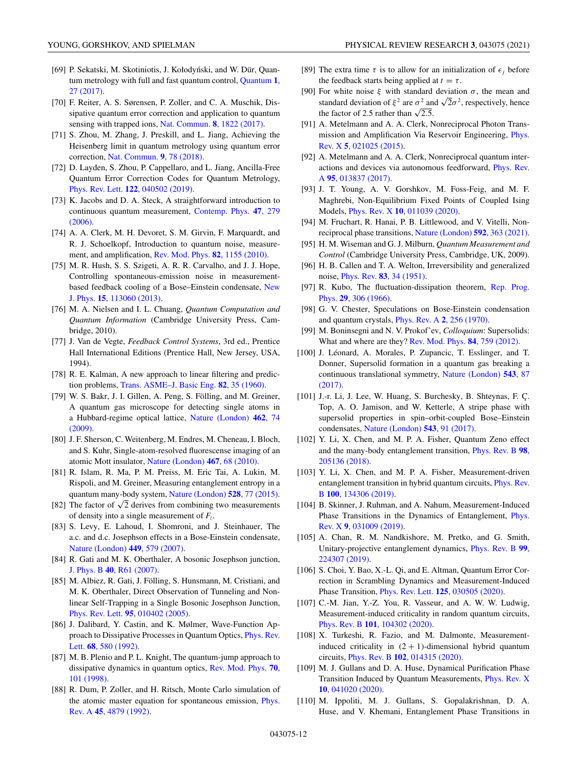[69] P. Sekatski, M. Skotiniotis, J. Kołodyński, and W. Dür, Quantum metrology with full and fast quantum control, Quantum **1**, 27 (2017).

[70] F. Reiter, A. S. Sørensen, P. Zoller, and C. A. Muschik, Dissipative quantum error correction and application to quantum sensing with trapped ions, Nat. Commun. **8**, 1822 (2017).

[71] S. Zhou, M. Zhang, J. Preskill, and L. Jiang, Achieving the Heisenberg limit in quantum metrology using quantum error correction, Nat. Commun. **9**, 78 (2018).

[72] D. Layden, S. Zhou, P. Cappellaro, and L. Jiang, Ancilla-Free Quantum Error Correction Codes for Quantum Metrology, Phys. Rev. Lett. **122**, 040502 (2019).

[73] K. Jacobs and D. A. Steck, A straightforward introduction to continuous quantum measurement, Contemp. Phys. **47**, 279 (2006).

[74] A. A. Clerk, M. H. Devoret, S. M. Girvin, F. Marquardt, and R. J. Schoelkopf, Introduction to quantum noise, measurement, and amplification, Rev. Mod. Phys. **82**, 1155 (2010).

[75] M. R. Hush, S. S. Szigeti, A. R. R. Carvalho, and J. J. Hope, Controlling spontaneous-emission noise in measurement-based feedback cooling of a Bose–Einstein condensate, New J. Phys. **15**, 113060 (2013).

[76] M. A. Nielsen and I. L. Chuang, *Quantum Computation and Quantum Information* (Cambridge University Press, Cambridge, 2010).

[77] J. Van de Vegte, *Feedback Control Systems*, 3rd ed., Prentice Hall International Editions (Prentice Hall, New Jersey, USA, 1994).

[78] R. E. Kalman, A new approach to linear filtering and prediction problems, Trans. ASME–J. Basic Eng. **82**, 35 (1960).

[79] W. S. Bakr, J. I. Gillen, A. Peng, S. Fölling, and M. Greiner, A quantum gas microscope for detecting single atoms in a Hubbard-regime optical lattice, Nature (London) **462**, 74 (2009).

[80] J. F. Sherson, C. Weitenberg, M. Endres, M. Cheneau, I. Bloch, and S. Kuhr, Single-atom-resolved fluorescence imaging of an atomic Mott insulator, Nature (London) **467**, 68 (2010).

[81] R. Islam, R. Ma, P. M. Preiss, M. Eric Tai, A. Lukin, M. Rispoli, and M. Greiner, Measuring entanglement entropy in a quantum many-body system, Nature (London) **528**, 77 (2015).

[82] The factor of $\sqrt{2}$ derives from combining two measurements of density into a single measurement of $F_z$.

[83] S. Levy, E. Lahoud, I. Shomroni, and J. Steinhauer, The a.c. and d.c. Josephson effects in a Bose-Einstein condensate, Nature (London) **449**, 579 (2007).

[84] R. Gati and M. K. Oberthaler, A bosonic Josephson junction, J. Phys. B **40**, R61 (2007).

[85] M. Albiez, R. Gati, J. Fölling, S. Hunsmann, M. Cristiani, and M. K. Oberthaler, Direct Observation of Tunneling and Nonlinear Self-Trapping in a Single Bosonic Josephson Junction, Phys. Rev. Lett. **95**, 010402 (2005).

[86] J. Dalibard, Y. Castin, and K. Mølmer, Wave-Function Approach to Dissipative Processes in Quantum Optics, Phys. Rev. Lett. **68**, 580 (1992).

[87] M. B. Plenio and P. L. Knight, The quantum-jump approach to dissipative dynamics in quantum optics, Rev. Mod. Phys. **70**, 101 (1998).

[88] R. Dum, P. Zoller, and H. Ritsch, Monte Carlo simulation of the atomic master equation for spontaneous emission, Phys. Rev. A **45**, 4879 (1992).

[89] The extra time $\tau$ is to allow for an initialization of $\epsilon_j$ before the feedback starts being applied at $t = \tau$.

[90] For white noise $\xi$ with standard deviation $\sigma$, the mean and standard deviation of $\xi^2$ are $\sigma^2$ and $\sqrt{2}\sigma^2$, respectively, hence the factor of 2.5 rather than $\sqrt{2.5}$.

[91] A. Metelmann and A. A. Clerk, Nonreciprocal Photon Transmission and Amplification Via Reservoir Engineering, Phys. Rev. X **5**, 021025 (2015).

[92] A. Metelmann and A. A. Clerk, Nonreciprocal quantum interactions and devices via autonomous feedforward, Phys. Rev. A **95**, 013837 (2017).

[93] J. T. Young, A. V. Gorshkov, M. Foss-Feig, and M. F. Maghrebi, Non-Equilibrium Fixed Points of Coupled Ising Models, Phys. Rev. X **10**, 011039 (2020).

[94] M. Fruchart, R. Hanai, P. B. Littlewood, and V. Vitelli, Non-reciprocal phase transitions, Nature (London) **592**, 363 (2021).

[95] H. M. Wiseman and G. J. Milburn, *Quantum Measurement and Control* (Cambridge University Press, Cambridge, UK, 2009).

[96] H. B. Callen and T. A. Welton, Irreversibility and generalized noise, Phys. Rev. **83**, 34 (1951).

[97] R. Kubo, The fluctuation-dissipation theorem, Rep. Prog. Phys. **29**, 306 (1966).

[98] G. V. Chester, Speculations on Bose-Einstein condensation and quantum crystals, Phys. Rev. A **2**, 256 (1970).

[99] M. Boninsegni and N. V. Prokof'ev, *Colloquium*: Supersolids: What and where are they? Rev. Mod. Phys. **84**, 759 (2012).

[100] J. Léonard, A. Morales, P. Zupancic, T. Esslinger, and T. Donner, Supersolid formation in a quantum gas breaking a continuous translational symmetry, Nature (London) **543**, 87 (2017).

[101] J.-r. Li, J. Lee, W. Huang, S. Burchesky, B. Shteynas, F. Ç. Top, A. O. Jamison, and W. Ketterle, A stripe phase with supersolid properties in spin–orbit-coupled Bose–Einstein condensates, Nature (London) **543**, 91 (2017).

[102] Y. Li, X. Chen, and M. P. A. Fisher, Quantum Zeno effect and the many-body entanglement transition, Phys. Rev. B **98**, 205136 (2018).

[103] Y. Li, X. Chen, and M. P. A. Fisher, Measurement-driven entanglement transition in hybrid quantum circuits, Phys. Rev. B **100**, 134306 (2019).

[104] B. Skinner, J. Ruhman, and A. Nahum, Measurement-Induced Phase Transitions in the Dynamics of Entanglement, Phys. Rev. X **9**, 031009 (2019).

[105] A. Chan, R. M. Nandkishore, M. Pretko, and G. Smith, Unitary-projective entanglement dynamics, Phys. Rev. B **99**, 224307 (2019).

[106] S. Choi, Y. Bao, X.-L. Qi, and E. Altman, Quantum Error Correction in Scrambling Dynamics and Measurement-Induced Phase Transition, Phys. Rev. Lett. **125**, 030505 (2020).

[107] C.-M. Jian, Y.-Z. You, R. Vasseur, and A. W. W. Ludwig, Measurement-induced criticality in random quantum circuits, Phys. Rev. B **101**, 104302 (2020).

[108] X. Turkeshi, R. Fazio, and M. Dalmonte, Measurement-induced criticality in $(2 + 1)$-dimensional hybrid quantum circuits, Phys. Rev. B **102**, 014315 (2020).

[109] M. J. Gullans and D. A. Huse, Dynamical Purification Phase Transition Induced by Quantum Measurements, Phys. Rev. X **10**, 041020 (2020).

[110] M. Ippoliti, M. J. Gullans, S. Gopalakrishnan, D. A. Huse, and V. Khemani, Entanglement Phase Transitions in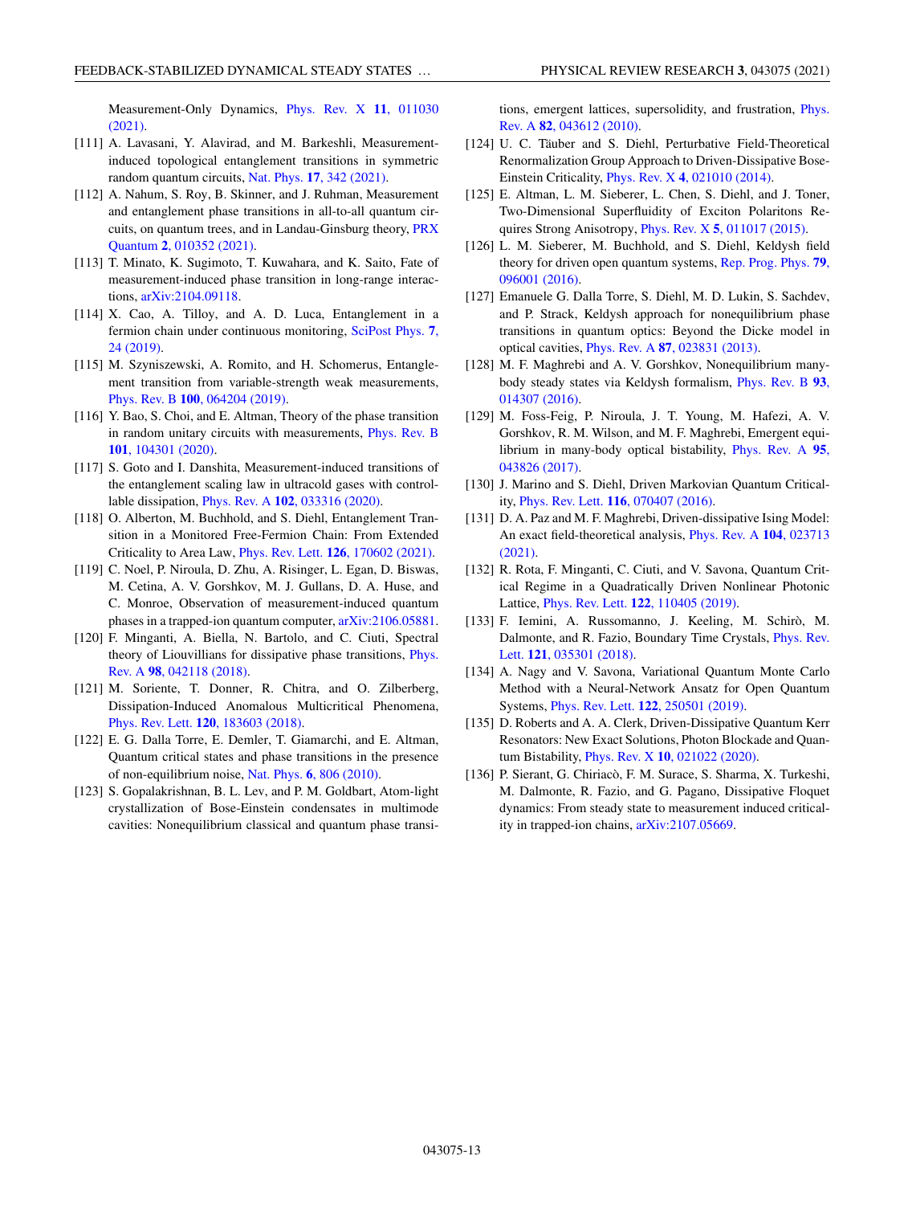Measurement-Only Dynamics, Phys. Rev. X **11**, 011030 (2021).

[111] A. Lavasani, Y. Alavirad, and M. Barkeshli, Measurement-induced topological entanglement transitions in symmetric random quantum circuits, Nat. Phys. **17**, 342 (2021).

[112] A. Nahum, S. Roy, B. Skinner, and J. Ruhman, Measurement and entanglement phase transitions in all-to-all quantum circuits, on quantum trees, and in Landau-Ginsburg theory, PRX Quantum **2**, 010352 (2021).

[113] T. Minato, K. Sugimoto, T. Kuwahara, and K. Saito, Fate of measurement-induced phase transition in long-range interactions, arXiv:2104.09118.

[114] X. Cao, A. Tilloy, and A. D. Luca, Entanglement in a fermion chain under continuous monitoring, SciPost Phys. **7**, 24 (2019).

[115] M. Szyniszewski, A. Romito, and H. Schomerus, Entanglement transition from variable-strength weak measurements, Phys. Rev. B **100**, 064204 (2019).

[116] Y. Bao, S. Choi, and E. Altman, Theory of the phase transition in random unitary circuits with measurements, Phys. Rev. B **101**, 104301 (2020).

[117] S. Goto and I. Danshita, Measurement-induced transitions of the entanglement scaling law in ultracold gases with controllable dissipation, Phys. Rev. A **102**, 033316 (2020).

[118] O. Alberton, M. Buchhold, and S. Diehl, Entanglement Transition in a Monitored Free-Fermion Chain: From Extended Criticality to Area Law, Phys. Rev. Lett. **126**, 170602 (2021).

[119] C. Noel, P. Niroula, D. Zhu, A. Risinger, L. Egan, D. Biswas, M. Cetina, A. V. Gorshkov, M. J. Gullans, D. A. Huse, and C. Monroe, Observation of measurement-induced quantum phases in a trapped-ion quantum computer, arXiv:2106.05881.

[120] F. Minganti, A. Biella, N. Bartolo, and C. Ciuti, Spectral theory of Liouvillians for dissipative phase transitions, Phys. Rev. A **98**, 042118 (2018).

[121] M. Soriente, T. Donner, R. Chitra, and O. Zilberberg, Dissipation-Induced Anomalous Multicritical Phenomena, Phys. Rev. Lett. **120**, 183603 (2018).

[122] E. G. Dalla Torre, E. Demler, T. Giamarchi, and E. Altman, Quantum critical states and phase transitions in the presence of non-equilibrium noise, Nat. Phys. **6**, 806 (2010).

[123] S. Gopalakrishnan, B. L. Lev, and P. M. Goldbart, Atom-light crystallization of Bose-Einstein condensates in multimode cavities: Nonequilibrium classical and quantum phase transitions, emergent lattices, supersolidity, and frustration, Phys. Rev. A **82**, 043612 (2010).

[124] U. C. Täuber and S. Diehl, Perturbative Field-Theoretical Renormalization Group Approach to Driven-Dissipative Bose-Einstein Criticality, Phys. Rev. X **4**, 021010 (2014).

[125] E. Altman, L. M. Sieberer, L. Chen, S. Diehl, and J. Toner, Two-Dimensional Superfluidity of Exciton Polaritons Requires Strong Anisotropy, Phys. Rev. X **5**, 011017 (2015).

[126] L. M. Sieberer, M. Buchhold, and S. Diehl, Keldysh field theory for driven open quantum systems, Rep. Prog. Phys. **79**, 096001 (2016).

[127] Emanuele G. Dalla Torre, S. Diehl, M. D. Lukin, S. Sachdev, and P. Strack, Keldysh approach for nonequilibrium phase transitions in quantum optics: Beyond the Dicke model in optical cavities, Phys. Rev. A **87**, 023831 (2013).

[128] M. F. Maghrebi and A. V. Gorshkov, Nonequilibrium many-body steady states via Keldysh formalism, Phys. Rev. B **93**, 014307 (2016).

[129] M. Foss-Feig, P. Niroula, J. T. Young, M. Hafezi, A. V. Gorshkov, R. M. Wilson, and M. F. Maghrebi, Emergent equilibrium in many-body optical bistability, Phys. Rev. A **95**, 043826 (2017).

[130] J. Marino and S. Diehl, Driven Markovian Quantum Criticality, Phys. Rev. Lett. **116**, 070407 (2016).

[131] D. A. Paz and M. F. Maghrebi, Driven-dissipative Ising Model: An exact field-theoretical analysis, Phys. Rev. A **104**, 023713 (2021).

[132] R. Rota, F. Minganti, C. Ciuti, and V. Savona, Quantum Critical Regime in a Quadratically Driven Nonlinear Photonic Lattice, Phys. Rev. Lett. **122**, 110405 (2019).

[133] F. Iemini, A. Russomanno, J. Keeling, M. Schirò, M. Dalmonte, and R. Fazio, Boundary Time Crystals, Phys. Rev. Lett. **121**, 035301 (2018).

[134] A. Nagy and V. Savona, Variational Quantum Monte Carlo Method with a Neural-Network Ansatz for Open Quantum Systems, Phys. Rev. Lett. **122**, 250501 (2019).

[135] D. Roberts and A. A. Clerk, Driven-Dissipative Quantum Kerr Resonators: New Exact Solutions, Photon Blockade and Quantum Bistability, Phys. Rev. X **10**, 021022 (2020).

[136] P. Sierant, G. Chiriacò, F. M. Surace, S. Sharma, X. Turkeshi, M. Dalmonte, R. Fazio, and G. Pagano, Dissipative Floquet dynamics: From steady state to measurement induced criticality in trapped-ion chains, arXiv:2107.05669.